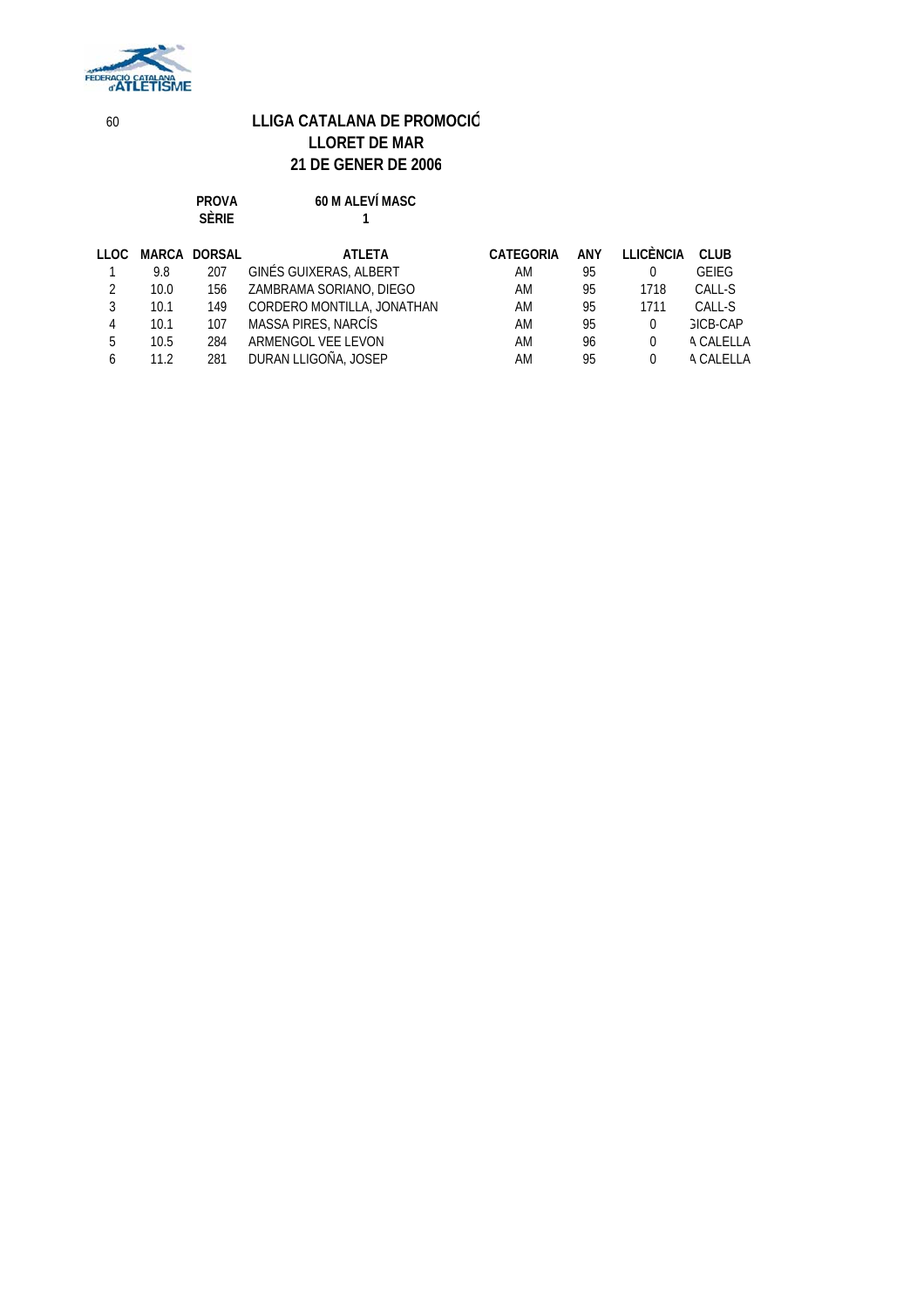60

# LLIGA CATALANA DE PROMOCIÓ
## LLORET DE MAR
## 21 DE GENER DE 2006

**PROVA** 60 M ALEVÍ MASC
**SÈRIE** 1

| LLOC | MARCA | DORSAL | ATLETA | CATEGORIA | ANY | LLICÈNCIA | CLUB |
|---|---|---|---|---|---|---|---|
| 1 | 9.8 | 207 | GINÉS GUIXERAS, ALBERT | AM | 95 | 0 | GEIEG |
| 2 | 10.0 | 156 | ZAMBRAMA SORIANO, DIEGO | AM | 95 | 1718 | CALL-S |
| 3 | 10.1 | 149 | CORDERO MONTILLA, JONATHAN | AM | 95 | 1711 | CALL-S |
| 4 | 10.1 | 107 | MASSA PIRES, NARCÍS | AM | 95 | 0 | GICB-CAP |
| 5 | 10.5 | 284 | ARMENGOL VEE LEVON | AM | 96 | 0 | A CALELLA |
| 6 | 11.2 | 281 | DURAN LLIGOÑA, JOSEP | AM | 95 | 0 | A CALELLA |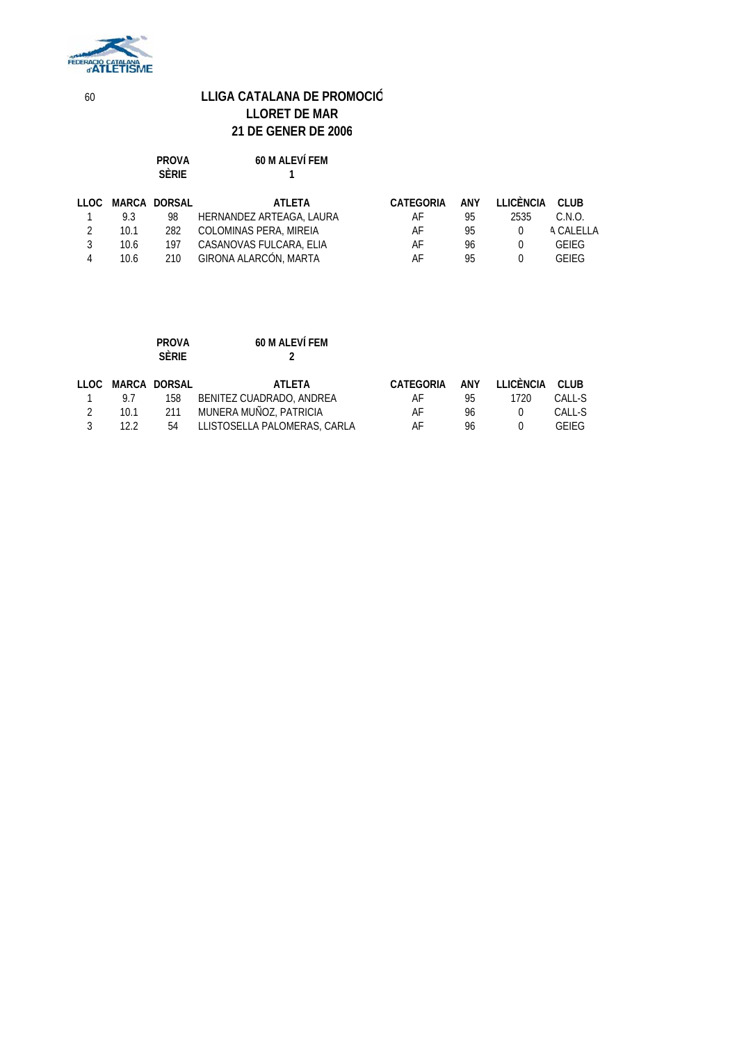## LLIGA CATALANA DE PROMOCIÓ
## LLORET DE MAR
## 21 DE GENER DE 2006

**PROVA** 60 M ALEVÍ FEM
**SÈRIE** 1

| LLOC | MARCA | DORSAL | ATLETA | CATEGORIA | ANY | LLICÈNCIA | CLUB |
|---|---|---|---|---|---|---|---|
| 1 | 9.3 | 98 | HERNANDEZ ARTEAGA, LAURA | AF | 95 | 2535 | C.N.O. |
| 2 | 10.1 | 282 | COLOMINAS PERA, MIREIA | AF | 95 | 0 | A CALELLA |
| 3 | 10.6 | 197 | CASANOVAS FULCARA, ELIA | AF | 96 | 0 | GEIEG |
| 4 | 10.6 | 210 | GIRONA ALARCÓN, MARTA | AF | 95 | 0 | GEIEG |

**PROVA** 60 M ALEVÍ FEM
**SÈRIE** 2

| LLOC | MARCA | DORSAL | ATLETA | CATEGORIA | ANY | LLICÈNCIA | CLUB |
|---|---|---|---|---|---|---|---|
| 1 | 9.7 | 158 | BENITEZ CUADRADO, ANDREA | AF | 95 | 1720 | CALL-S |
| 2 | 10.1 | 211 | MUNERA MUÑOZ, PATRICIA | AF | 96 | 0 | CALL-S |
| 3 | 12.2 | 54 | LLISTOSELLA PALOMERAS, CARLA | AF | 96 | 0 | GEIEG |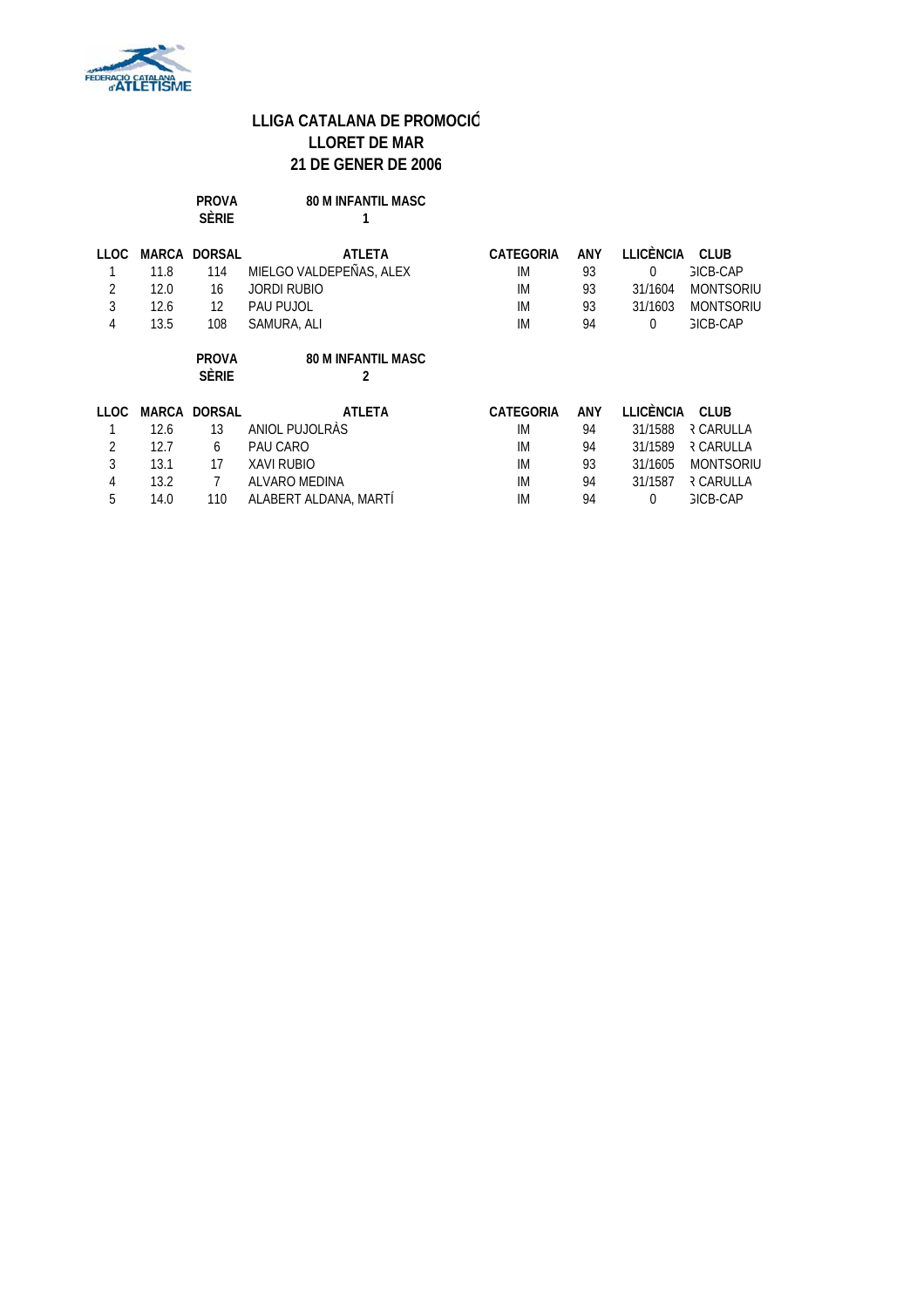## LLIGA CATALANA DE PROMOCIÓ
## LLORET DE MAR
## 21 DE GENER DE 2006

**PROVA** 80 M INFANTIL MASC
**SÈRIE** 1

| LLOC | MARCA | DORSAL | ATLETA | CATEGORIA | ANY | LLICÈNCIA | CLUB |
|---|---|---|---|---|---|---|---|
| 1 | 11.8 | 114 | MIELGO VALDEPEÑAS, ALEX | IM | 93 | 0 | GICB-CAP |
| 2 | 12.0 | 16 | JORDI RUBIO | IM | 93 | 31/1604 | MONTSORIU |
| 3 | 12.6 | 12 | PAU PUJOL | IM | 93 | 31/1603 | MONTSORIU |
| 4 | 13.5 | 108 | SAMURA, ALI | IM | 94 | 0 | GICB-CAP |

**PROVA** 80 M INFANTIL MASC
**SÈRIE** 2

| LLOC | MARCA | DORSAL | ATLETA | CATEGORIA | ANY | LLICÈNCIA | CLUB |
|---|---|---|---|---|---|---|---|
| 1 | 12.6 | 13 | ANIOL PUJOLRÀS | IM | 94 | 31/1588 | R CARULLA |
| 2 | 12.7 | 6 | PAU CARO | IM | 94 | 31/1589 | R CARULLA |
| 3 | 13.1 | 17 | XAVI RUBIO | IM | 93 | 31/1605 | MONTSORIU |
| 4 | 13.2 | 7 | ALVARO MEDINA | IM | 94 | 31/1587 | R CARULLA |
| 5 | 14.0 | 110 | ALABERT ALDANA, MARTÍ | IM | 94 | 0 | GICB-CAP |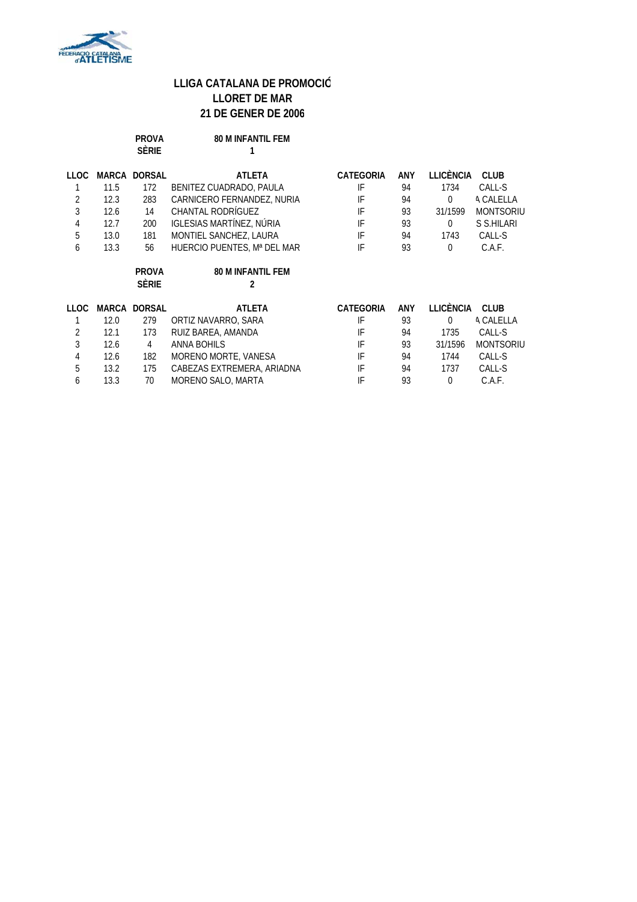## LLIGA CATALANA DE PROMOCIÓ
## LLORET DE MAR
## 21 DE GENER DE 2006

**PROVA** 80 M INFANTIL FEM
**SÈRIE** 1

| LLOC | MARCA | DORSAL | ATLETA | CATEGORIA | ANY | LLICÈNCIA | CLUB |
|---|---|---|---|---|---|---|---|
| 1 | 11.5 | 172 | BENITEZ CUADRADO, PAULA | IF | 94 | 1734 | CALL-S |
| 2 | 12.3 | 283 | CARNICERO FERNANDEZ, NURIA | IF | 94 | 0 | A CALELLA |
| 3 | 12.6 | 14 | CHANTAL RODRÍGUEZ | IF | 93 | 31/1599 | MONTSORIU |
| 4 | 12.7 | 200 | IGLESIAS MARTÍNEZ, NÚRIA | IF | 93 | 0 | S S.HILARI |
| 5 | 13.0 | 181 | MONTIEL SANCHEZ, LAURA | IF | 94 | 1743 | CALL-S |
| 6 | 13.3 | 56 | HUERCIO PUENTES, Mª DEL MAR | IF | 93 | 0 | C.A.F. |

**PROVA** 80 M INFANTIL FEM
**SÈRIE** 2

| LLOC | MARCA | DORSAL | ATLETA | CATEGORIA | ANY | LLICÈNCIA | CLUB |
|---|---|---|---|---|---|---|---|
| 1 | 12.0 | 279 | ORTIZ NAVARRO, SARA | IF | 93 | 0 | A CALELLA |
| 2 | 12.1 | 173 | RUIZ BAREA, AMANDA | IF | 94 | 1735 | CALL-S |
| 3 | 12.6 | 4 | ANNA BOHILS | IF | 93 | 31/1596 | MONTSORIU |
| 4 | 12.6 | 182 | MORENO MORTE, VANESA | IF | 94 | 1744 | CALL-S |
| 5 | 13.2 | 175 | CABEZAS EXTREMERA, ARIADNA | IF | 94 | 1737 | CALL-S |
| 6 | 13.3 | 70 | MORENO SALO, MARTA | IF | 93 | 0 | C.A.F. |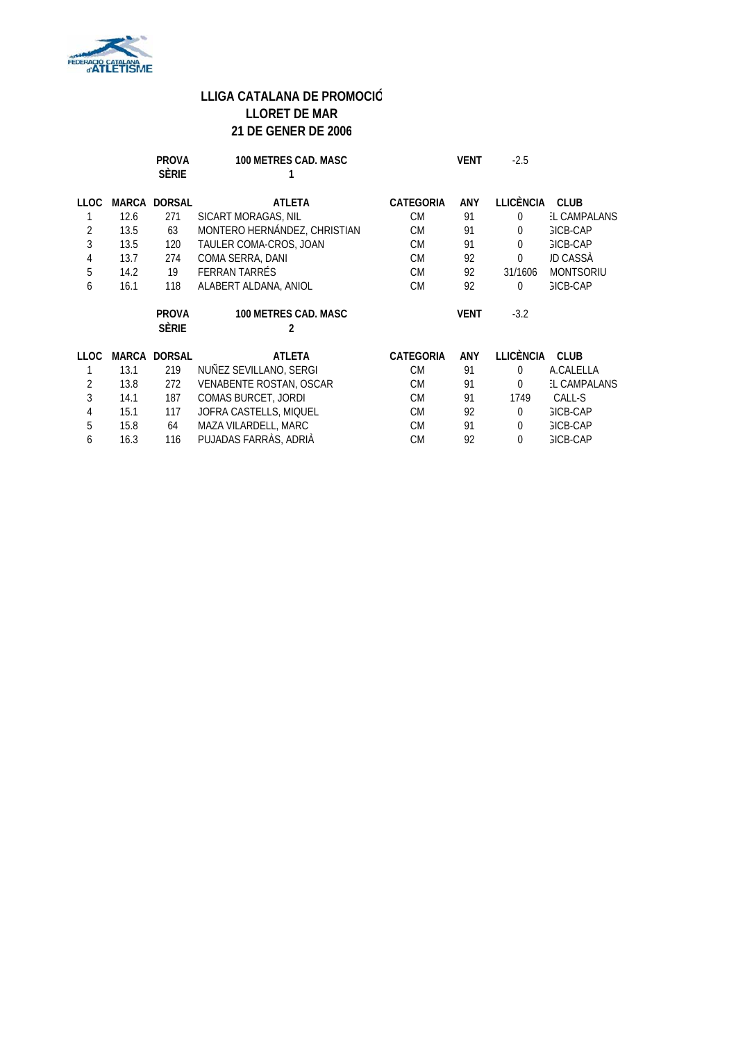# LLIGA CATALANA DE PROMOCIÓ
## LLORET DE MAR
## 21 DE GENER DE 2006

**PROVA** 100 METRES CAD. MASC — **SÈRIE** 1 — **VENT** -2.5

| LLOC | MARCA | DORSAL | ATLETA | CATEGORIA | ANY | LLICÈNCIA | CLUB |
|---|---|---|---|---|---|---|---|
| 1 | 12.6 | 271 | SICART MORAGAS, NIL | CM | 91 | 0 | :L CAMPALANS |
| 2 | 13.5 | 63 | MONTERO HERNÁNDEZ, CHRISTIAN | CM | 91 | 0 | GICB-CAP |
| 3 | 13.5 | 120 | TAULER COMA-CROS, JOAN | CM | 91 | 0 | GICB-CAP |
| 4 | 13.7 | 274 | COMA SERRA, DANI | CM | 92 | 0 | JD CASSÀ |
| 5 | 14.2 | 19 | FERRAN TARRÉS | CM | 92 | 31/1606 | MONTSORIU |
| 6 | 16.1 | 118 | ALABERT ALDANA, ANIOL | CM | 92 | 0 | GICB-CAP |

**PROVA** 100 METRES CAD. MASC — **SÈRIE** 2 — **VENT** -3.2

| LLOC | MARCA | DORSAL | ATLETA | CATEGORIA | ANY | LLICÈNCIA | CLUB |
|---|---|---|---|---|---|---|---|
| 1 | 13.1 | 219 | NUÑEZ SEVILLANO, SERGI | CM | 91 | 0 | A.CALELLA |
| 2 | 13.8 | 272 | VENABENTE ROSTAN, OSCAR | CM | 91 | 0 | :L CAMPALANS |
| 3 | 14.1 | 187 | COMAS BURCET, JORDI | CM | 91 | 1749 | CALL-S |
| 4 | 15.1 | 117 | JOFRA CASTELLS, MIQUEL | CM | 92 | 0 | GICB-CAP |
| 5 | 15.8 | 64 | MAZA VILARDELL, MARC | CM | 91 | 0 | GICB-CAP |
| 6 | 16.3 | 116 | PUJADAS FARRÀS, ADRIÀ | CM | 92 | 0 | GICB-CAP |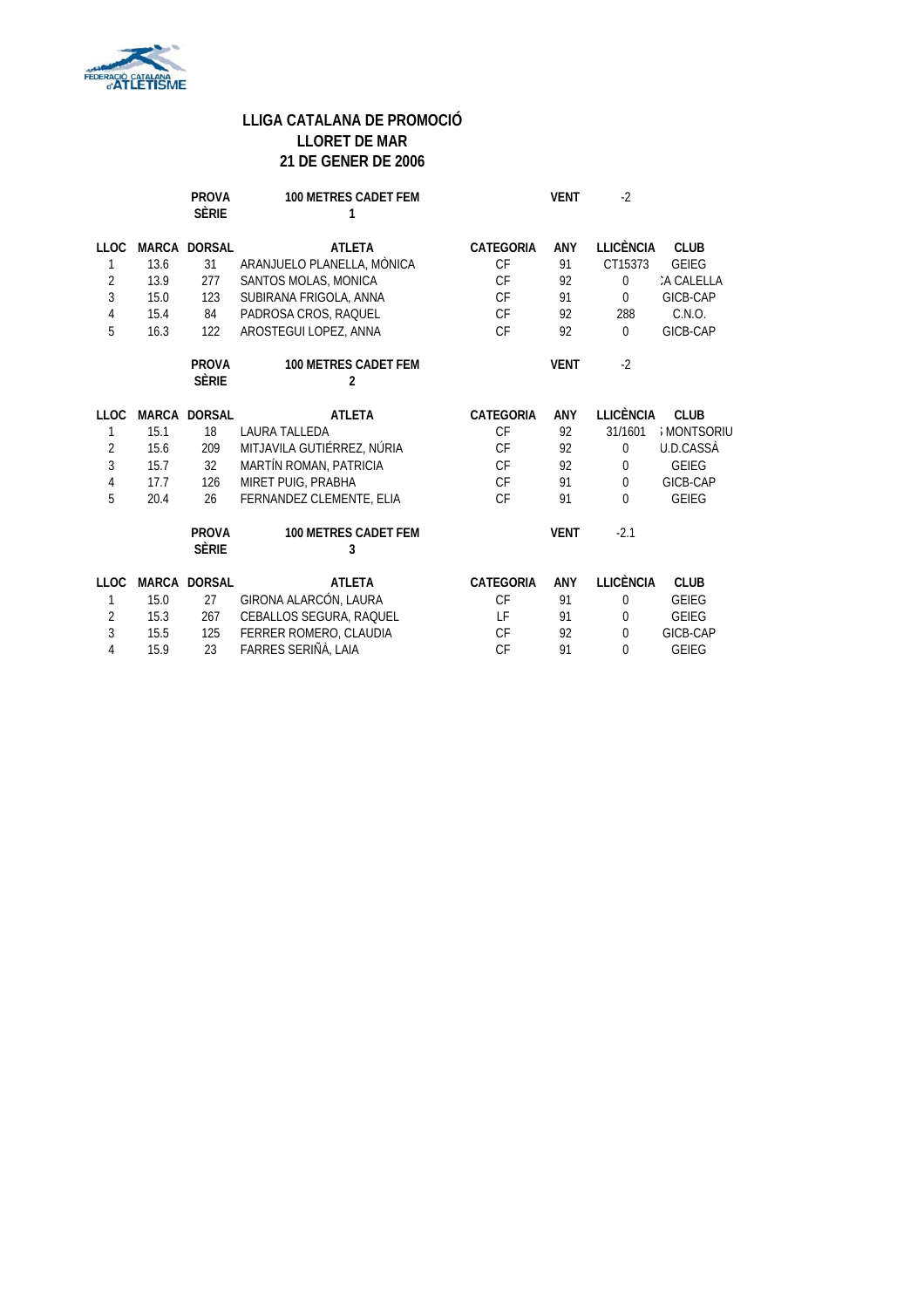**LLIGA CATALANA DE PROMOCIÓ**
**LLORET DE MAR**
**21 DE GENER DE 2006**

| | | PROVA SÈRIE | 100 METRES CADET FEM 1 | | VENT | -2 | |
|---|---|---|---|---|---|---|---|
| LLOC | MARCA | DORSAL | ATLETA | CATEGORIA | ANY | LLICÈNCIA | CLUB |
| 1 | 13.6 | 31 | ARANJUELO PLANELLA, MÒNICA | CF | 91 | CT15373 | GEIEG |
| 2 | 13.9 | 277 | SANTOS MOLAS, MONICA | CF | 92 | 0 | :A CALELLA |
| 3 | 15.0 | 123 | SUBIRANA FRIGOLA, ANNA | CF | 91 | 0 | GICB-CAP |
| 4 | 15.4 | 84 | PADROSA CROS, RAQUEL | CF | 92 | 288 | C.N.O. |
| 5 | 16.3 | 122 | AROSTEGUI LOPEZ, ANNA | CF | 92 | 0 | GICB-CAP |

| | | PROVA SÈRIE | 100 METRES CADET FEM 2 | | VENT | -2 | |
|---|---|---|---|---|---|---|---|
| LLOC | MARCA | DORSAL | ATLETA | CATEGORIA | ANY | LLICÈNCIA | CLUB |
| 1 | 15.1 | 18 | LAURA TALLEDA | CF | 92 | 31/1601 | ; MONTSORIU |
| 2 | 15.6 | 209 | MITJAVILA GUTIÉRREZ, NÚRIA | CF | 92 | 0 | U.D.CASSÀ |
| 3 | 15.7 | 32 | MARTÍN ROMAN, PATRICIA | CF | 92 | 0 | GEIEG |
| 4 | 17.7 | 126 | MIRET PUIG, PRABHA | CF | 91 | 0 | GICB-CAP |
| 5 | 20.4 | 26 | FERNANDEZ CLEMENTE, ELIA | CF | 91 | 0 | GEIEG |

| | | PROVA SÈRIE | 100 METRES CADET FEM 3 | | VENT | -2.1 | |
|---|---|---|---|---|---|---|---|
| LLOC | MARCA | DORSAL | ATLETA | CATEGORIA | ANY | LLICÈNCIA | CLUB |
| 1 | 15.0 | 27 | GIRONA ALARCÓN, LAURA | CF | 91 | 0 | GEIEG |
| 2 | 15.3 | 267 | CEBALLOS SEGURA, RAQUEL | LF | 91 | 0 | GEIEG |
| 3 | 15.5 | 125 | FERRER ROMERO, CLAUDIA | CF | 92 | 0 | GICB-CAP |
| 4 | 15.9 | 23 | FARRES SERIÑÀ, LAIA | CF | 91 | 0 | GEIEG |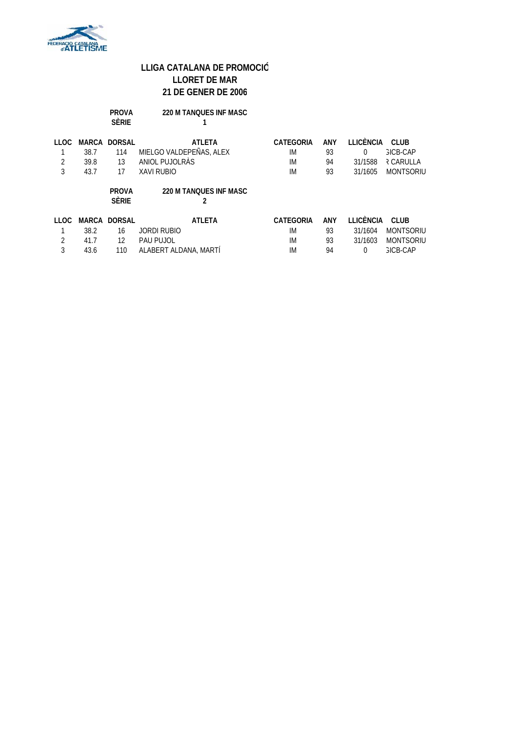# LLIGA CATALANA DE PROMOCIÓ
## LLORET DE MAR
## 21 DE GENER DE 2006

**PROVA** 220 M TANQUES INF MASC
**SÈRIE** 1

| LLOC | MARCA | DORSAL | ATLETA | CATEGORIA | ANY | LLICÈNCIA | CLUB |
|---|---|---|---|---|---|---|---|
| 1 | 38.7 | 114 | MIELGO VALDEPEÑAS, ALEX | IM | 93 | 0 | 3ICB-CAP |
| 2 | 39.8 | 13 | ANIOL PUJOLRÀS | IM | 94 | 31/1588 | R CARULLA |
| 3 | 43.7 | 17 | XAVI RUBIO | IM | 93 | 31/1605 | MONTSORIU |

**PROVA** 220 M TANQUES INF MASC
**SÈRIE** 2

| LLOC | MARCA | DORSAL | ATLETA | CATEGORIA | ANY | LLICÈNCIA | CLUB |
|---|---|---|---|---|---|---|---|
| 1 | 38.2 | 16 | JORDI RUBIO | IM | 93 | 31/1604 | MONTSORIU |
| 2 | 41.7 | 12 | PAU PUJOL | IM | 93 | 31/1603 | MONTSORIU |
| 3 | 43.6 | 110 | ALABERT ALDANA, MARTÍ | IM | 94 | 0 | 3ICB-CAP |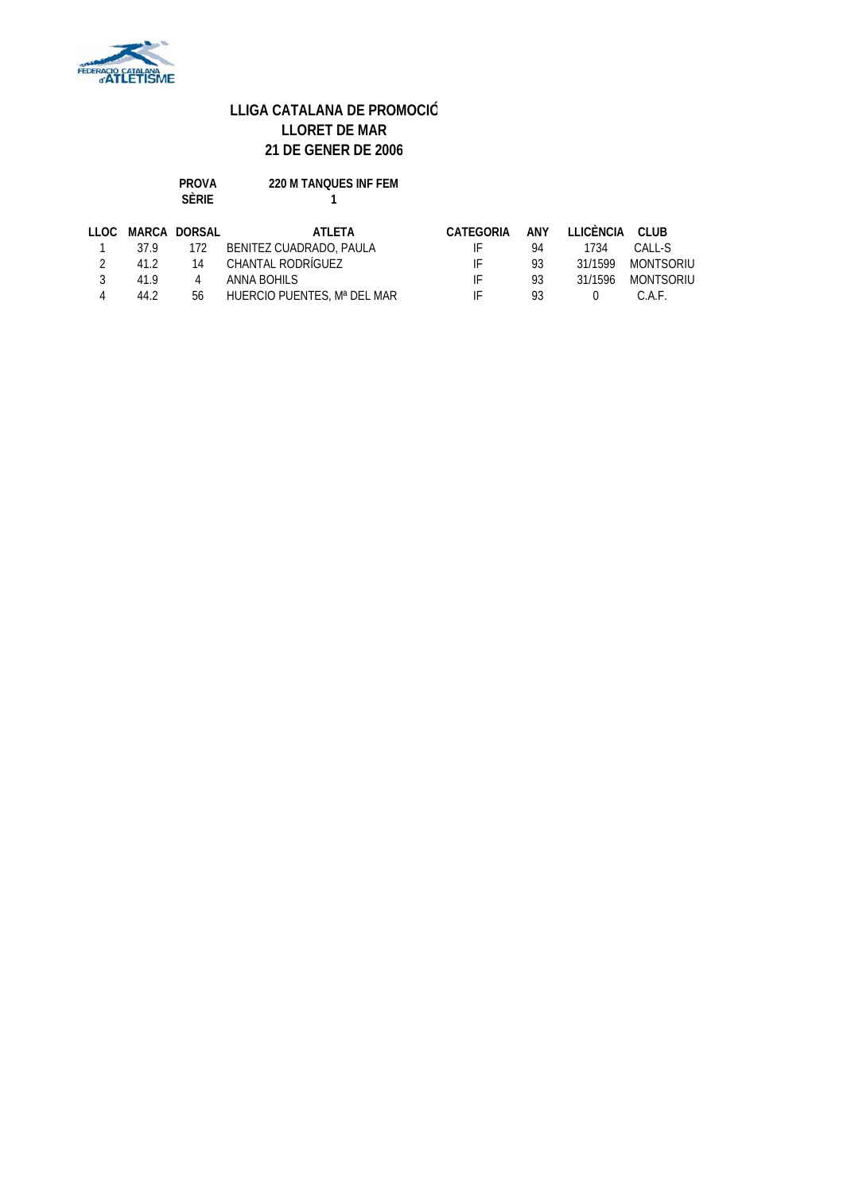# LLIGA CATALANA DE PROMOCIÓ
## LLORET DE MAR
## 21 DE GENER DE 2006

**PROVA** 220 M TANQUES INF FEM
**SÈRIE** 1

| LLOC | MARCA | DORSAL | ATLETA | CATEGORIA | ANY | LLICÈNCIA | CLUB |
|---|---|---|---|---|---|---|---|
| 1 | 37.9 | 172 | BENITEZ CUADRADO, PAULA | IF | 94 | 1734 | CALL-S |
| 2 | 41.2 | 14 | CHANTAL RODRÍGUEZ | IF | 93 | 31/1599 | MONTSORIU |
| 3 | 41.9 | 4 | ANNA BOHILS | IF | 93 | 31/1596 | MONTSORIU |
| 4 | 44.2 | 56 | HUERCIO PUENTES, Mª DEL MAR | IF | 93 | 0 | C.A.F. |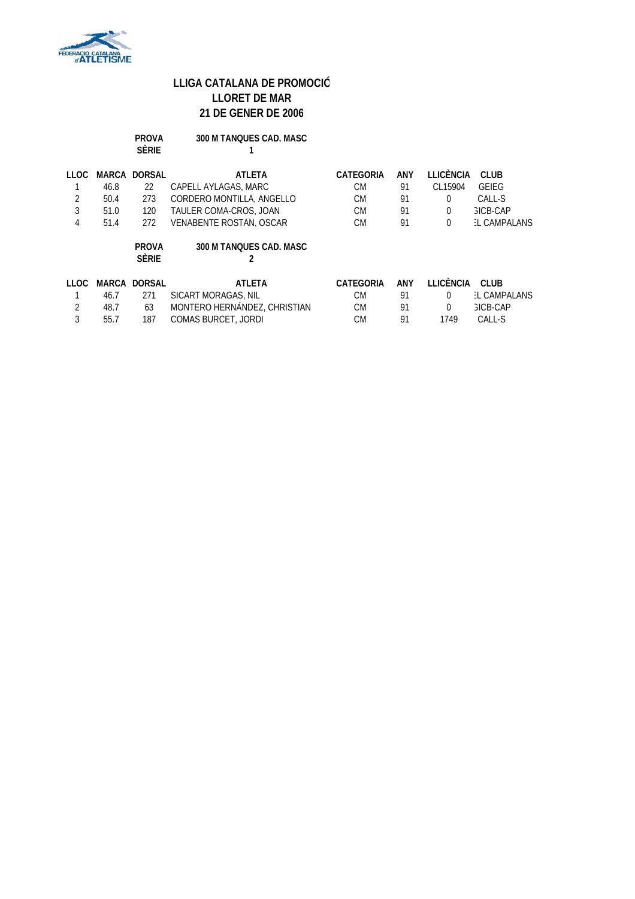FEDERACIÓ CATALANA d'ATLETISME

## LLIGA CATALANA DE PROMOCIÓ
## LLORET DE MAR
## 21 DE GENER DE 2006

**PROVA** 300 M TANQUES CAD. MASC
**SÈRIE** 1

| LLOC | MARCA | DORSAL | ATLETA | CATEGORIA | ANY | LLICÈNCIA | CLUB |
|---|---|---|---|---|---|---|---|
| 1 | 46.8 | 22 | CAPELL AYLAGAS, MARC | CM | 91 | CL15904 | GEIEG |
| 2 | 50.4 | 273 | CORDERO MONTILLA, ANGELLO | CM | 91 | 0 | CALL-S |
| 3 | 51.0 | 120 | TAULER COMA-CROS, JOAN | CM | 91 | 0 | GICB-CAP |
| 4 | 51.4 | 272 | VENABENTE ROSTAN, OSCAR | CM | 91 | 0 | EL CAMPALANS |

**PROVA** 300 M TANQUES CAD. MASC
**SÈRIE** 2

| LLOC | MARCA | DORSAL | ATLETA | CATEGORIA | ANY | LLICÈNCIA | CLUB |
|---|---|---|---|---|---|---|---|
| 1 | 46.7 | 271 | SICART MORAGAS, NIL | CM | 91 | 0 | EL CAMPALANS |
| 2 | 48.7 | 63 | MONTERO HERNÁNDEZ, CHRISTIAN | CM | 91 | 0 | GICB-CAP |
| 3 | 55.7 | 187 | COMAS BURCET, JORDI | CM | 91 | 1749 | CALL-S |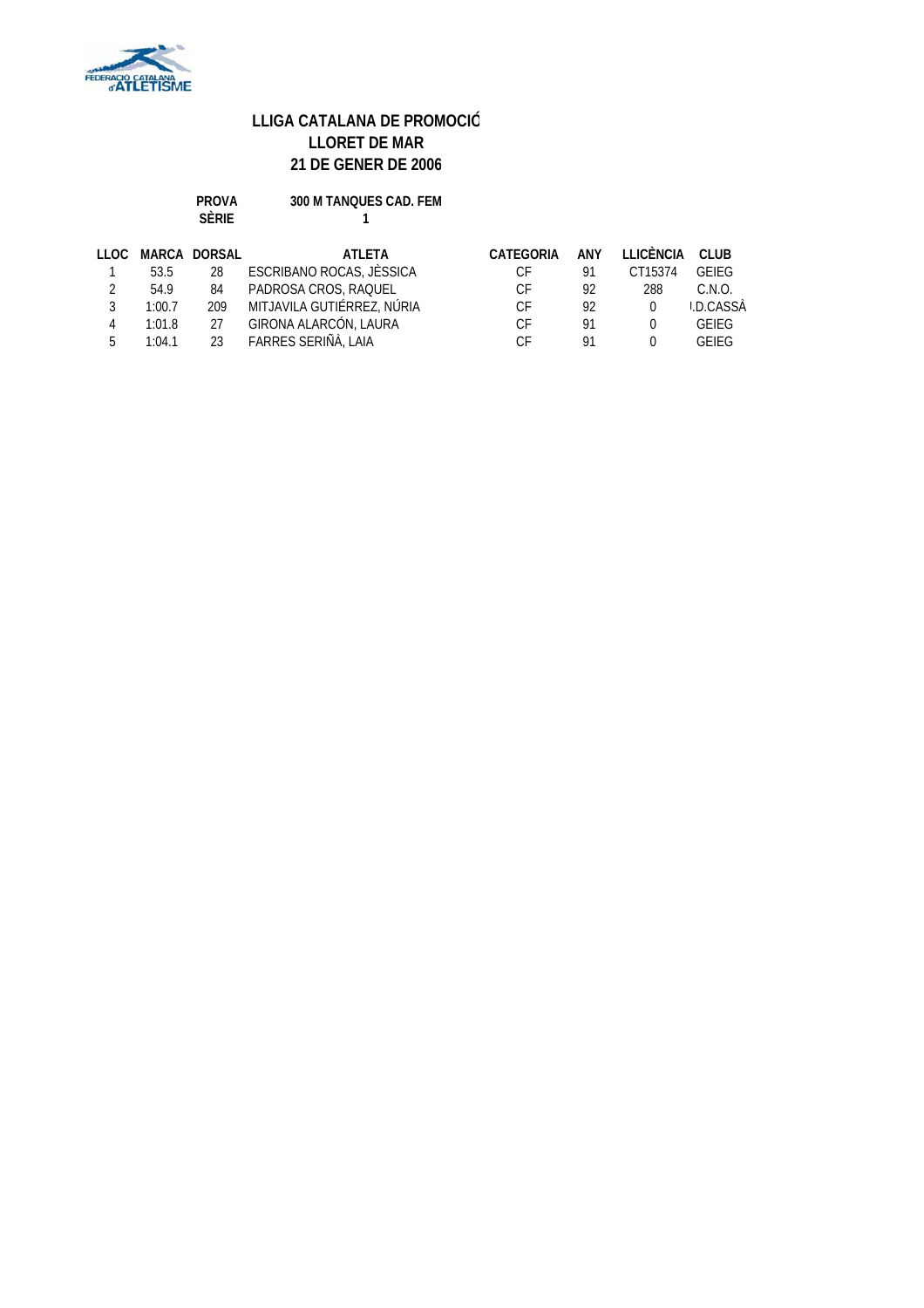FEDERACIÓ CATALANA d'ATLETISME

## LLIGA CATALANA DE PROMOCIÓ
## LLORET DE MAR
## 21 DE GENER DE 2006

**PROVA** 300 M TANQUES CAD. FEM
**SÈRIE** 1

| LLOC | MARCA | DORSAL | ATLETA | CATEGORIA | ANY | LLICÈNCIA | CLUB |
|---|---|---|---|---|---|---|---|
| 1 | 53.5 | 28 | ESCRIBANO ROCAS, JÈSSICA | CF | 91 | CT15374 | GEIEG |
| 2 | 54.9 | 84 | PADROSA CROS, RAQUEL | CF | 92 | 288 | C.N.O. |
| 3 | 1:00.7 | 209 | MITJAVILA GUTIÉRREZ, NÚRIA | CF | 92 | 0 | I.D.CASSÀ |
| 4 | 1:01.8 | 27 | GIRONA ALARCÓN, LAURA | CF | 91 | 0 | GEIEG |
| 5 | 1:04.1 | 23 | FARRES SERIÑÀ, LAIA | CF | 91 | 0 | GEIEG |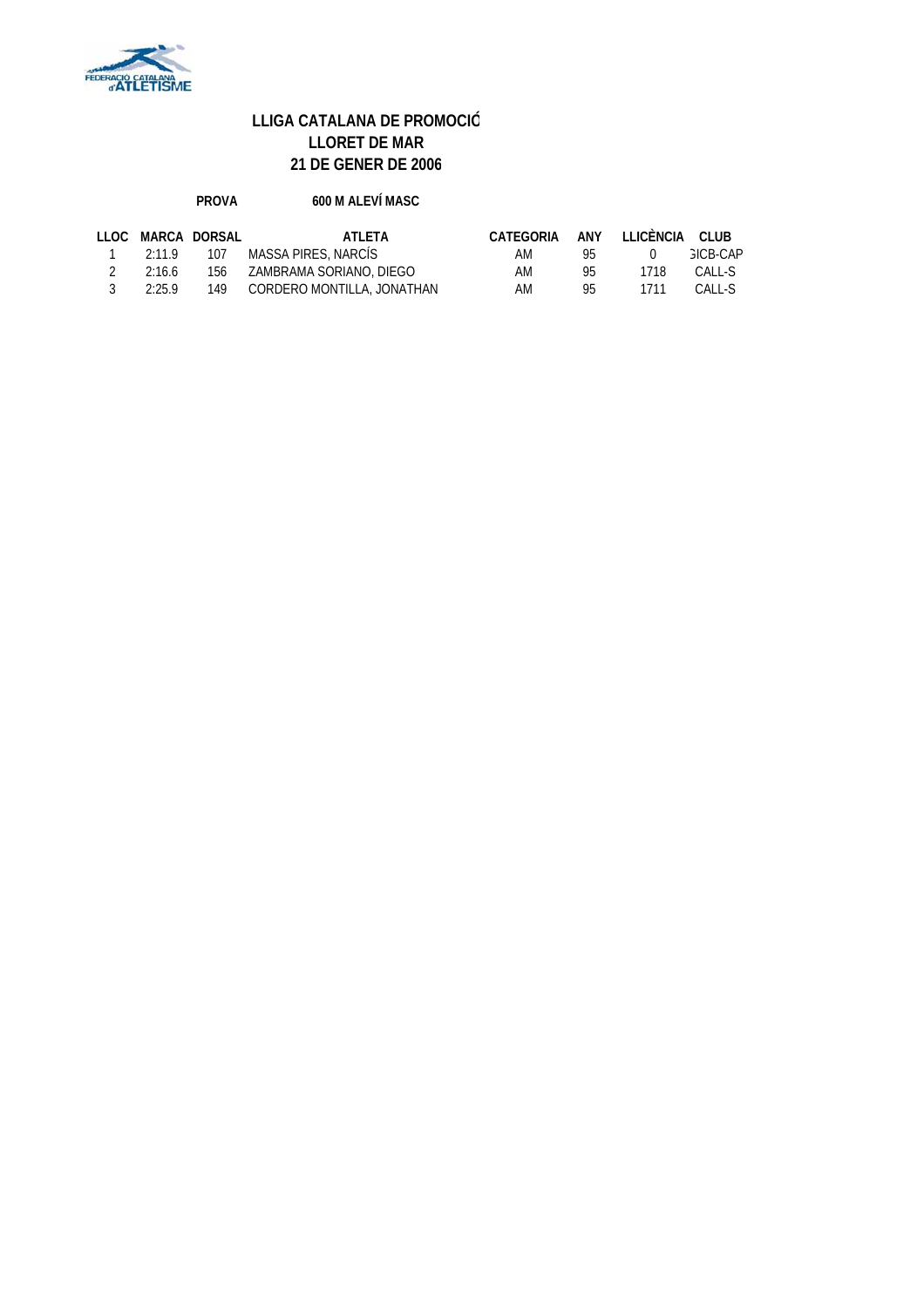**LLIGA CATALANA DE PROMOCIÓ**
**LLORET DE MAR**
**21 DE GENER DE 2006**

**PROVA** **600 M ALEVÍ MASC**

| LLOC | MARCA | DORSAL | ATLETA | CATEGORIA | ANY | LLICÈNCIA | CLUB |
|---|---|---|---|---|---|---|---|
| 1 | 2:11.9 | 107 | MASSA PIRES, NARCÍS | AM | 95 | 0 | GICB-CAP |
| 2 | 2:16.6 | 156 | ZAMBRAMA SORIANO, DIEGO | AM | 95 | 1718 | CALL-S |
| 3 | 2:25.9 | 149 | CORDERO MONTILLA, JONATHAN | AM | 95 | 1711 | CALL-S |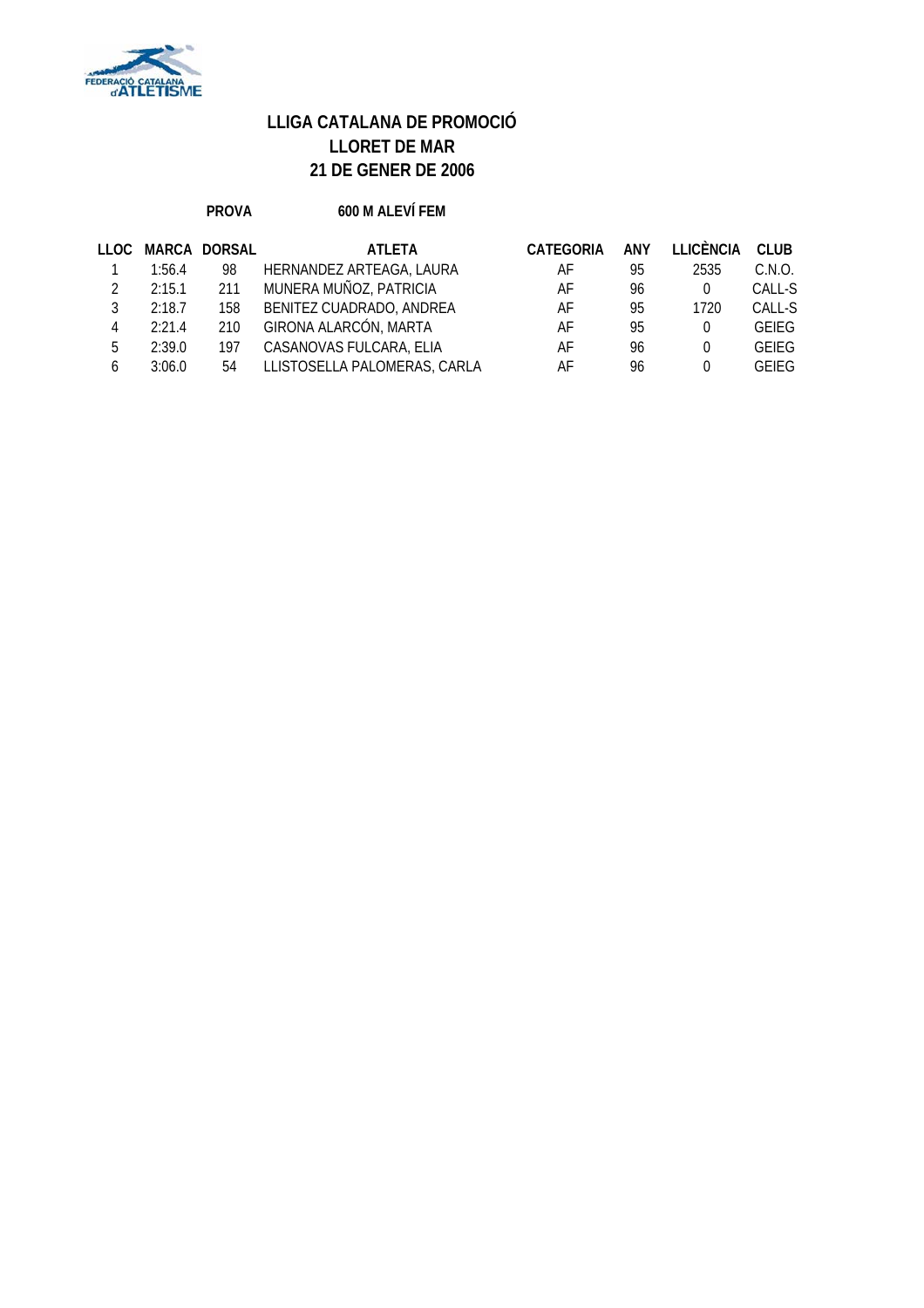# LLIGA CATALANA DE PROMOCIÓ
## LLORET DE MAR
## 21 DE GENER DE 2006

**PROVA** **600 M ALEVÍ FEM**

| LLOC | MARCA | DORSAL | ATLETA | CATEGORIA | ANY | LLICÈNCIA | CLUB |
|---|---|---|---|---|---|---|---|
| 1 | 1:56.4 | 98 | HERNANDEZ ARTEAGA, LAURA | AF | 95 | 2535 | C.N.O. |
| 2 | 2:15.1 | 211 | MUNERA MUÑOZ, PATRICIA | AF | 96 | 0 | CALL-S |
| 3 | 2:18.7 | 158 | BENITEZ CUADRADO, ANDREA | AF | 95 | 1720 | CALL-S |
| 4 | 2:21.4 | 210 | GIRONA ALARCÓN, MARTA | AF | 95 | 0 | GEIEG |
| 5 | 2:39.0 | 197 | CASANOVAS FULCARA, ELIA | AF | 96 | 0 | GEIEG |
| 6 | 3:06.0 | 54 | LLISTOSELLA PALOMERAS, CARLA | AF | 96 | 0 | GEIEG |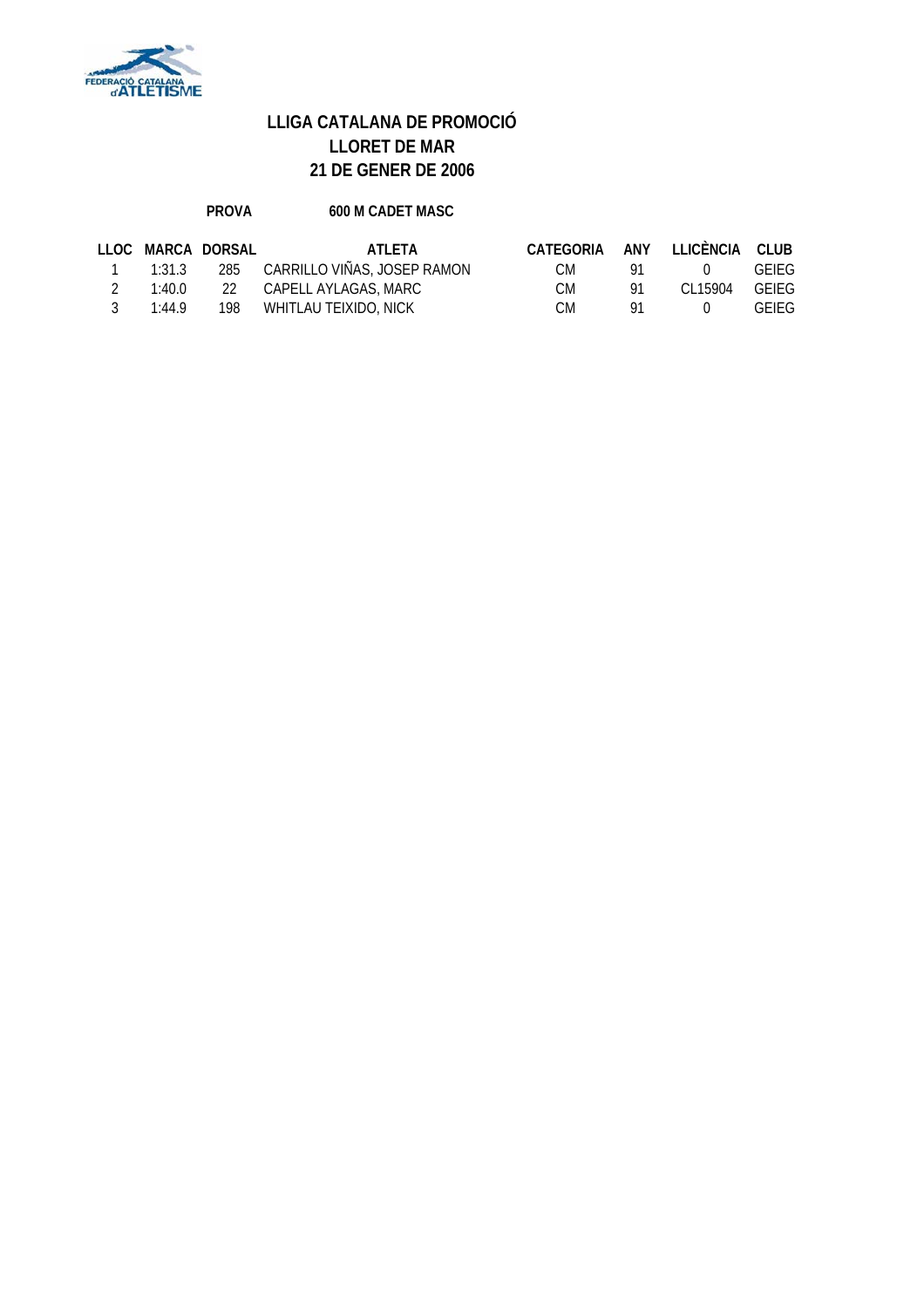# LLIGA CATALANA DE PROMOCIÓ
## LLORET DE MAR
## 21 DE GENER DE 2006

**PROVA** **600 M CADET MASC**

| LLOC | MARCA | DORSAL | ATLETA | CATEGORIA | ANY | LLICÈNCIA | CLUB |
|---|---|---|---|---|---|---|---|
| 1 | 1:31.3 | 285 | CARRILLO VIÑAS, JOSEP RAMON | CM | 91 | 0 | GEIEG |
| 2 | 1:40.0 | 22 | CAPELL AYLAGAS, MARC | CM | 91 | CL15904 | GEIEG |
| 3 | 1:44.9 | 198 | WHITLAU TEIXIDO, NICK | CM | 91 | 0 | GEIEG |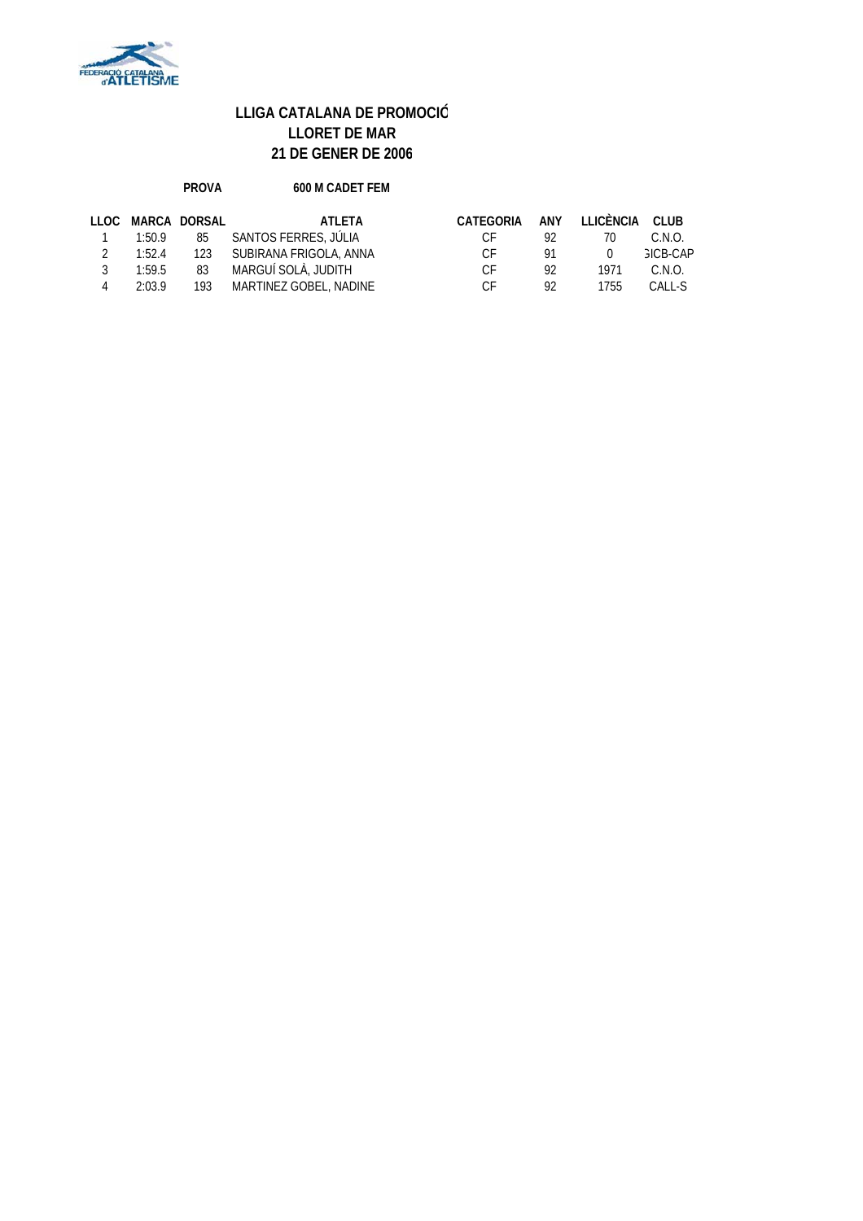# LLIGA CATALANA DE PROMOCIÓ
## LLORET DE MAR
## 21 DE GENER DE 2006

**PROVA** 600 M CADET FEM

| LLOC | MARCA | DORSAL | ATLETA | CATEGORIA | ANY | LLICÈNCIA | CLUB |
|---|---|---|---|---|---|---|---|
| 1 | 1:50.9 | 85 | SANTOS FERRES, JÚLIA | CF | 92 | 70 | C.N.O. |
| 2 | 1:52.4 | 123 | SUBIRANA FRIGOLA, ANNA | CF | 91 | 0 | GICB-CAP |
| 3 | 1:59.5 | 83 | MARGUÍ SOLÀ, JUDITH | CF | 92 | 1971 | C.N.O. |
| 4 | 2:03.9 | 193 | MARTINEZ GOBEL, NADINE | CF | 92 | 1755 | CALL-S |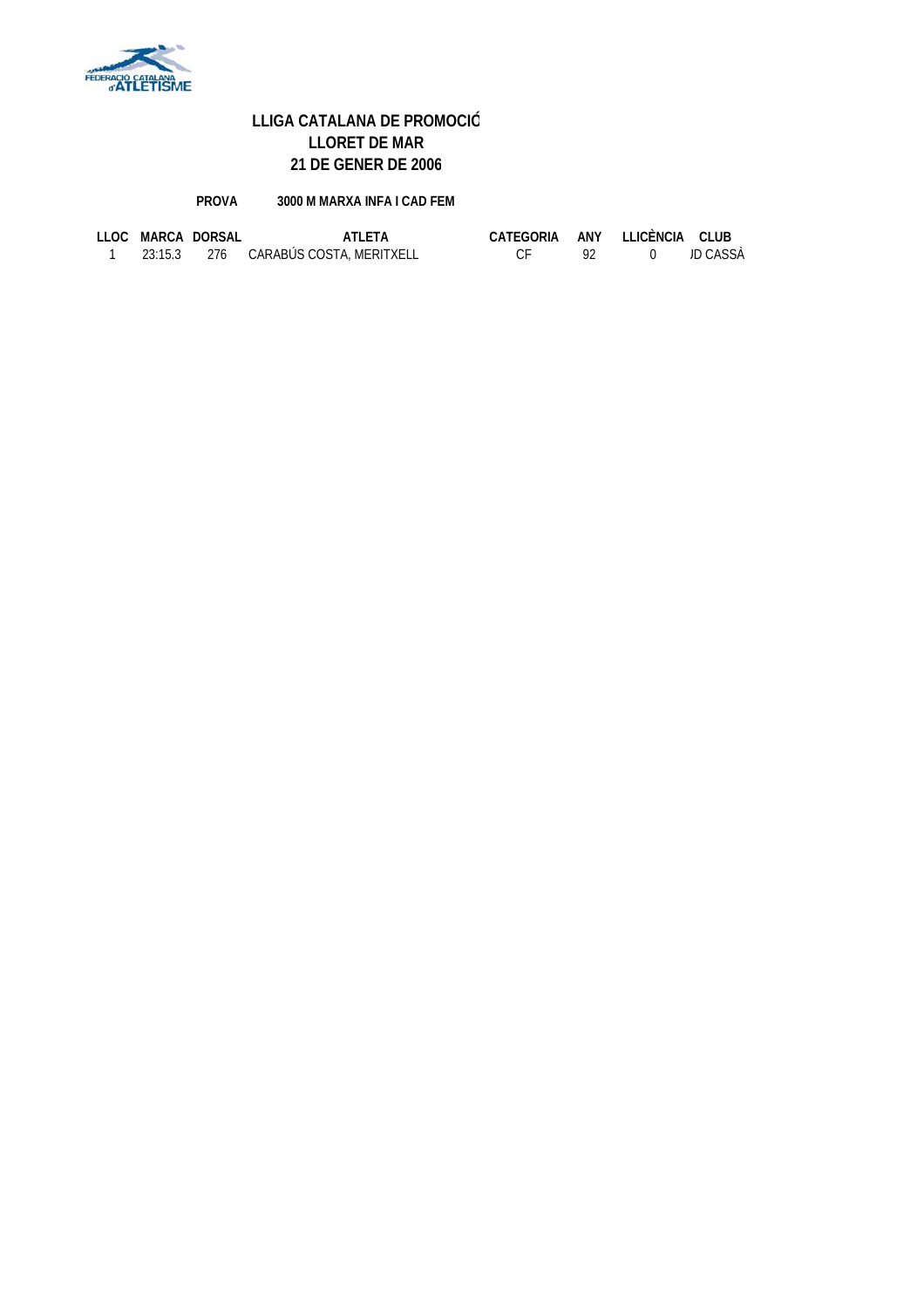## LLIGA CATALANA DE PROMOCIÓ
## LLORET DE MAR
## 21 DE GENER DE 2006

**PROVA** **3000 M MARXA INFA I CAD FEM**

| LLOC | MARCA | DORSAL | ATLETA | CATEGORIA | ANY | LLICÈNCIA | CLUB |
|---|---|---|---|---|---|---|---|
| 1 | 23:15.3 | 276 | CARABÚS COSTA, MERITXELL | CF | 92 | 0 | JD CASSÀ |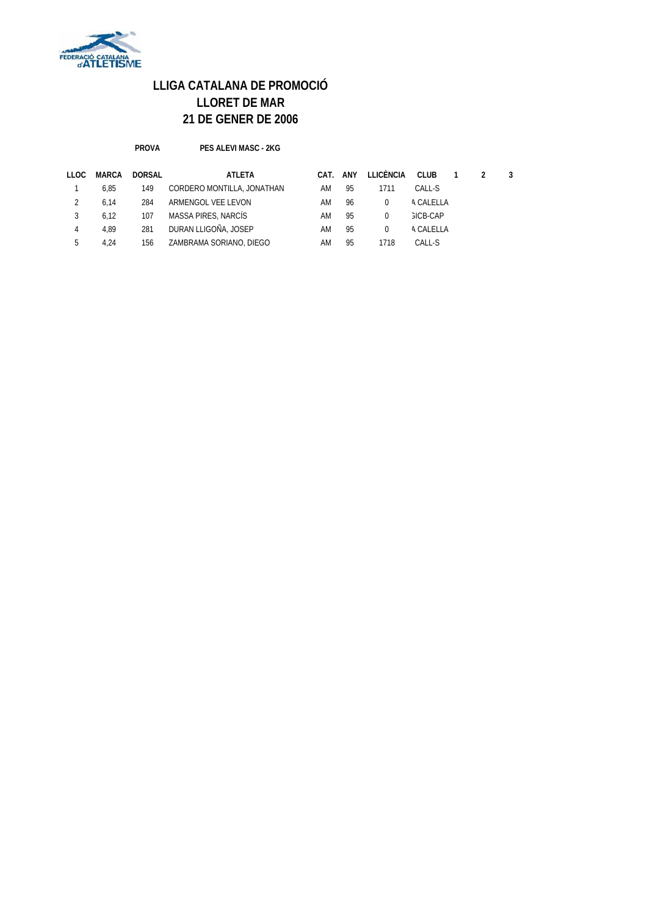# LLIGA CATALANA DE PROMOCIÓ
# LLORET DE MAR
# 21 DE GENER DE 2006

**PROVA** **PES ALEVI MASC - 2KG**

| LLOC | MARCA | DORSAL | ATLETA | CAT. | ANY | LLICÈNCIA | CLUB | 1 | 2 | 3 |
|---|---|---|---|---|---|---|---|---|---|---|
| 1 | 6,85 | 149 | CORDERO MONTILLA, JONATHAN | AM | 95 | 1711 | CALL-S | | | |
| 2 | 6,14 | 284 | ARMENGOL VEE LEVON | AM | 96 | 0 | A CALELLA | | | |
| 3 | 6,12 | 107 | MASSA PIRES, NARCÍS | AM | 95 | 0 | GICB-CAP | | | |
| 4 | 4,89 | 281 | DURAN LLIGOÑA, JOSEP | AM | 95 | 0 | A CALELLA | | | |
| 5 | 4,24 | 156 | ZAMBRAMA SORIANO, DIEGO | AM | 95 | 1718 | CALL-S | | | |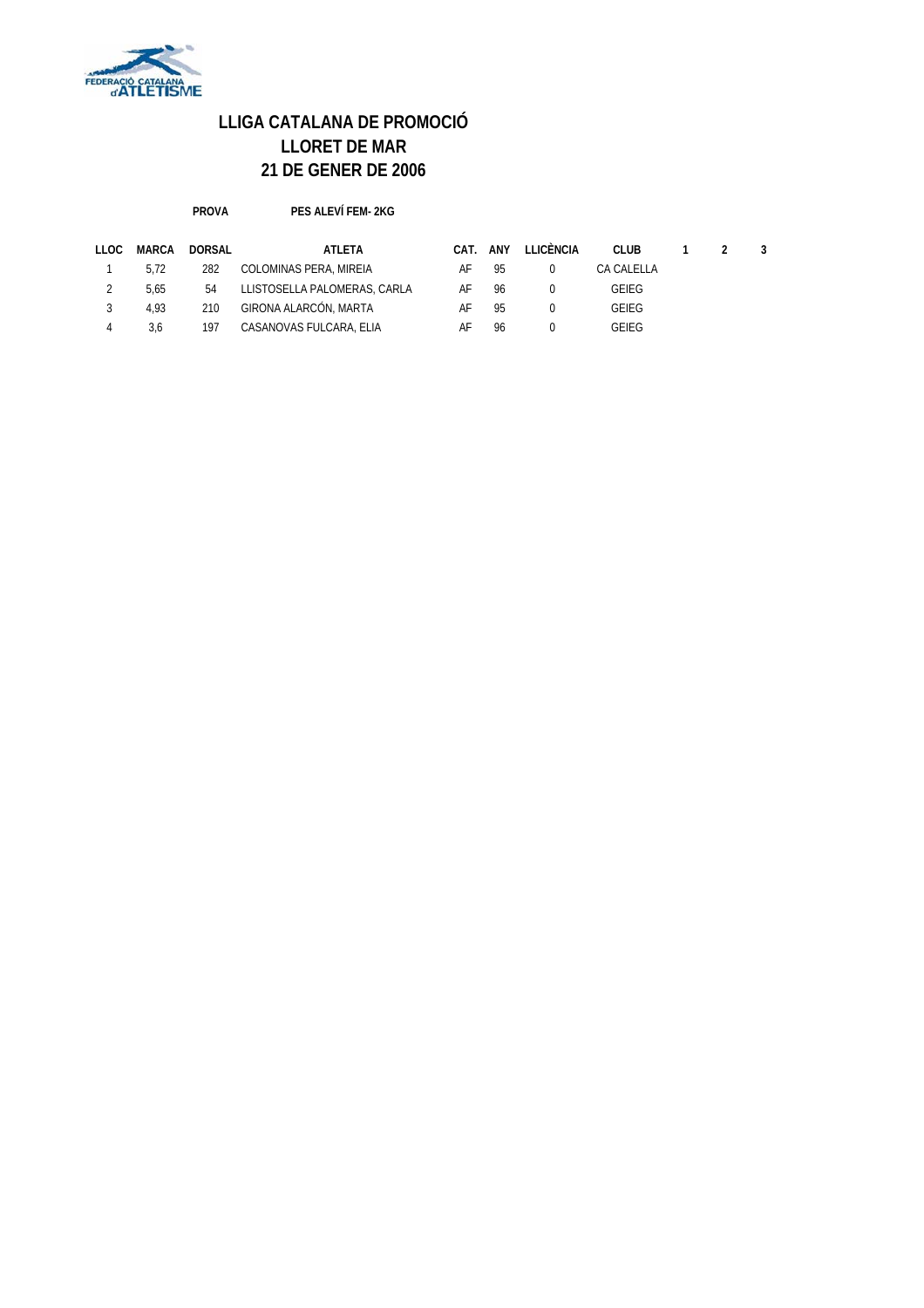FEDERACIÓ CATALANA d'ATLETISME

# LLIGA CATALANA DE PROMOCIÓ
# LLORET DE MAR
# 21 DE GENER DE 2006

**PROVA** **PES ALEVÍ FEM- 2KG**

| LLOC | MARCA | DORSAL | ATLETA | CAT. | ANY | LLICÈNCIA | CLUB | 1 | 2 | 3 |
|---|---|---|---|---|---|---|---|---|---|---|
| 1 | 5,72 | 282 | COLOMINAS PERA, MIREIA | AF | 95 | 0 | CA CALELLA | | | |
| 2 | 5,65 | 54 | LLISTOSELLA PALOMERAS, CARLA | AF | 96 | 0 | GEIEG | | | |
| 3 | 4,93 | 210 | GIRONA ALARCÓN, MARTA | AF | 95 | 0 | GEIEG | | | |
| 4 | 3,6 | 197 | CASANOVAS FULCARA, ELIA | AF | 96 | 0 | GEIEG | | | |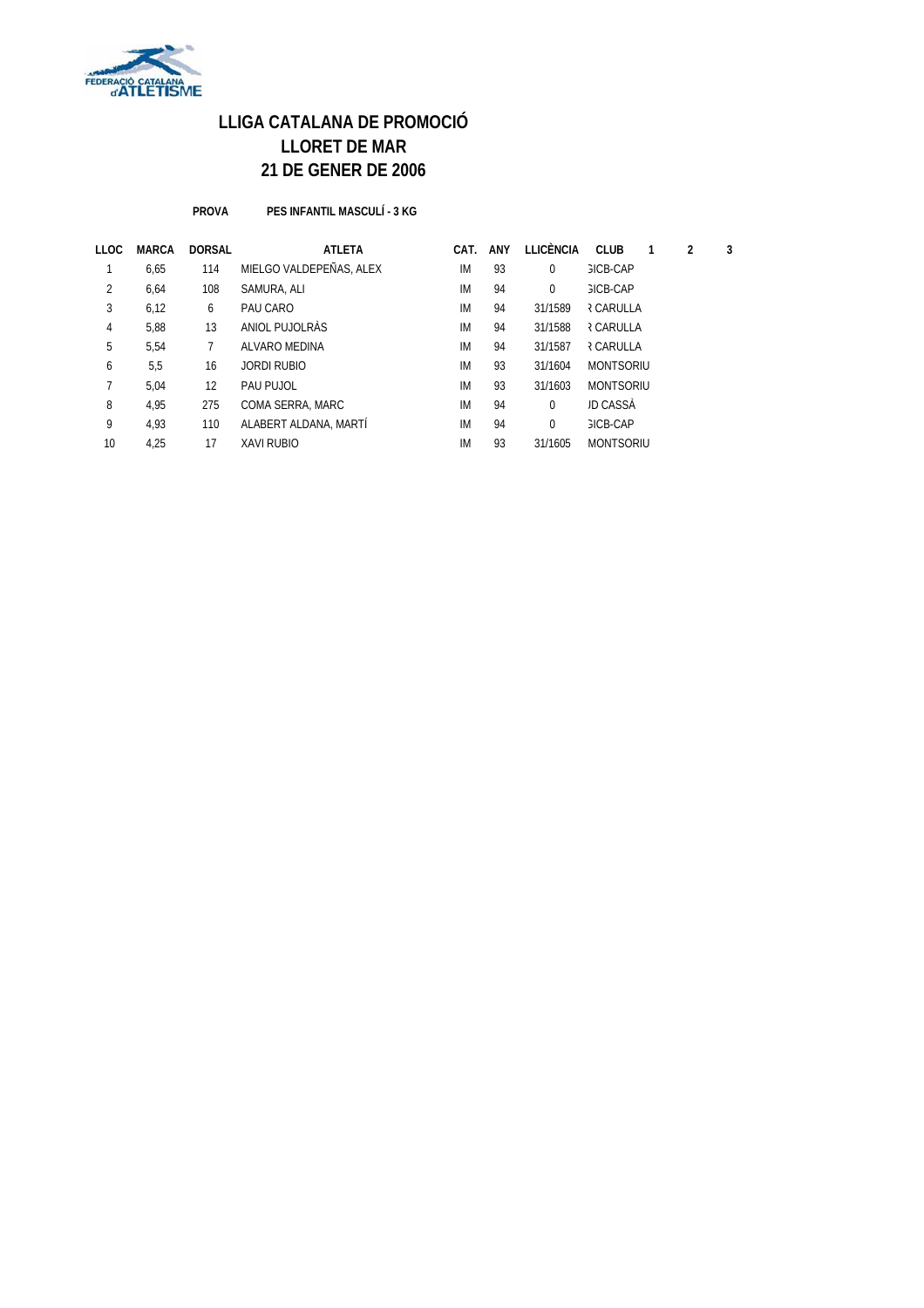# LLIGA CATALANA DE PROMOCIÓ
# LLORET DE MAR
# 21 DE GENER DE 2006

**PROVA** **PES INFANTIL MASCULÍ - 3 KG**

| LLOC | MARCA | DORSAL | ATLETA | CAT. | ANY | LLICÈNCIA | CLUB | 1 | 2 | 3 |
|---|---|---|---|---|---|---|---|---|---|---|
| 1 | 6,65 | 114 | MIELGO VALDEPEÑAS, ALEX | IM | 93 | 0 | ЗICB-CAP | | | |
| 2 | 6,64 | 108 | SAMURA, ALI | IM | 94 | 0 | ЗICB-CAP | | | |
| 3 | 6,12 | 6 | PAU CARO | IM | 94 | 31/1589 | R CARULLA | | | |
| 4 | 5,88 | 13 | ANIOL PUJOLRÀS | IM | 94 | 31/1588 | R CARULLA | | | |
| 5 | 5,54 | 7 | ALVARO MEDINA | IM | 94 | 31/1587 | R CARULLA | | | |
| 6 | 5,5 | 16 | JORDI RUBIO | IM | 93 | 31/1604 | MONTSORIU | | | |
| 7 | 5,04 | 12 | PAU PUJOL | IM | 93 | 31/1603 | MONTSORIU | | | |
| 8 | 4,95 | 275 | COMA SERRA, MARC | IM | 94 | 0 | JD CASSÀ | | | |
| 9 | 4,93 | 110 | ALABERT ALDANA, MARTÍ | IM | 94 | 0 | ЗICB-CAP | | | |
| 10 | 4,25 | 17 | XAVI RUBIO | IM | 93 | 31/1605 | MONTSORIU | | | |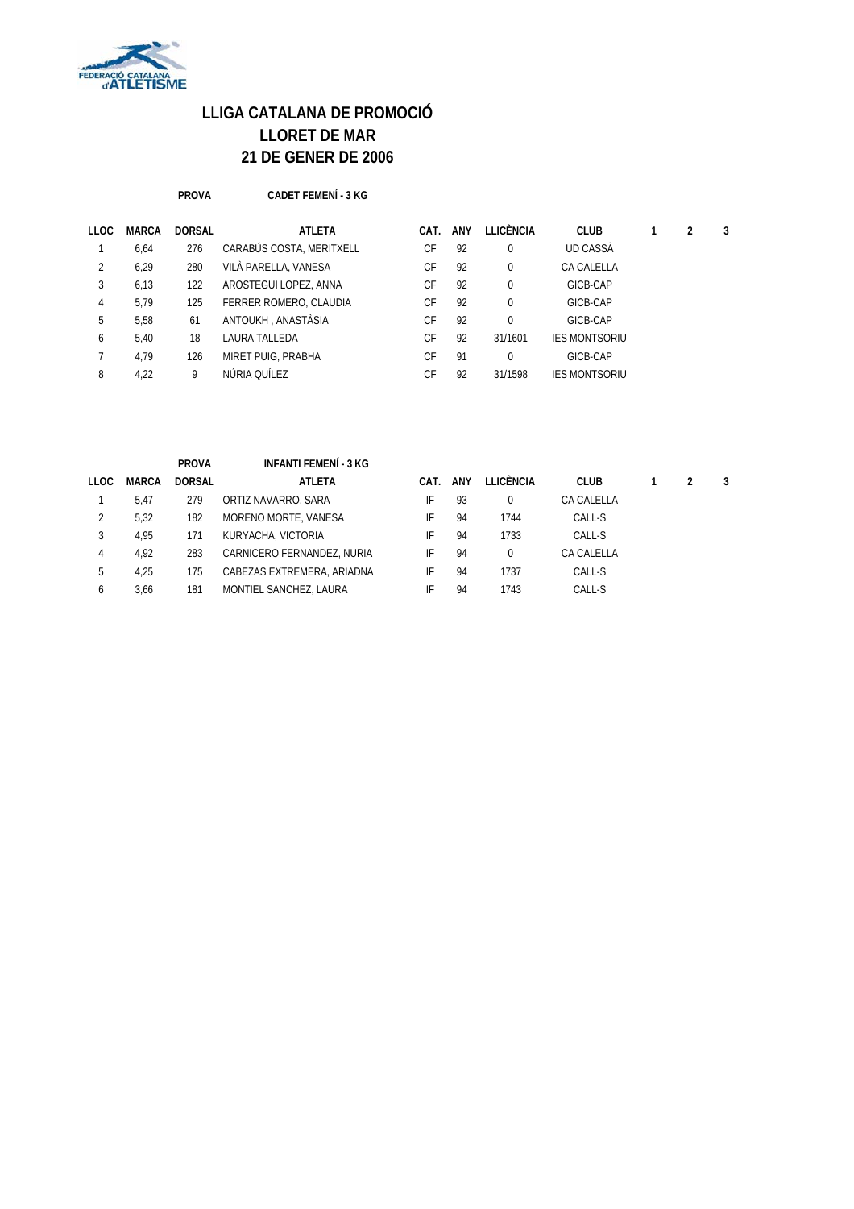FEDERACIÓ CATALANA d'ATLETISME

# LLIGA CATALANA DE PROMOCIÓ
# LLORET DE MAR
# 21 DE GENER DE 2006

**PROVA** **CADET FEMENÍ - 3 KG**

| LLOC | MARCA | DORSAL | ATLETA | CAT. | ANY | LLICÈNCIA | CLUB | 1 | 2 | 3 |
|---|---|---|---|---|---|---|---|---|---|---|
| 1 | 6,64 | 276 | CARABÚS COSTA, MERITXELL | CF | 92 | 0 | UD CASSÀ | | | |
| 2 | 6,29 | 280 | VILÀ PARELLA, VANESA | CF | 92 | 0 | CA CALELLA | | | |
| 3 | 6,13 | 122 | AROSTEGUI LOPEZ, ANNA | CF | 92 | 0 | GICB-CAP | | | |
| 4 | 5,79 | 125 | FERRER ROMERO, CLAUDIA | CF | 92 | 0 | GICB-CAP | | | |
| 5 | 5,58 | 61 | ANTOUKH , ANASTÀSIA | CF | 92 | 0 | GICB-CAP | | | |
| 6 | 5,40 | 18 | LAURA TALLEDA | CF | 92 | 31/1601 | IES MONTSORIU | | | |
| 7 | 4,79 | 126 | MIRET PUIG, PRABHA | CF | 91 | 0 | GICB-CAP | | | |
| 8 | 4,22 | 9 | NÚRIA QUÍLEZ | CF | 92 | 31/1598 | IES MONTSORIU | | | |

**PROVA** **INFANTI FEMENÍ - 3 KG**

| LLOC | MARCA | DORSAL | ATLETA | CAT. | ANY | LLICÈNCIA | CLUB | 1 | 2 | 3 |
|---|---|---|---|---|---|---|---|---|---|---|
| 1 | 5,47 | 279 | ORTIZ NAVARRO, SARA | IF | 93 | 0 | CA CALELLA | | | |
| 2 | 5,32 | 182 | MORENO MORTE, VANESA | IF | 94 | 1744 | CALL-S | | | |
| 3 | 4,95 | 171 | KURYACHA, VICTORIA | IF | 94 | 1733 | CALL-S | | | |
| 4 | 4,92 | 283 | CARNICERO FERNANDEZ, NURIA | IF | 94 | 0 | CA CALELLA | | | |
| 5 | 4,25 | 175 | CABEZAS EXTREMERA, ARIADNA | IF | 94 | 1737 | CALL-S | | | |
| 6 | 3,66 | 181 | MONTIEL SANCHEZ, LAURA | IF | 94 | 1743 | CALL-S | | | |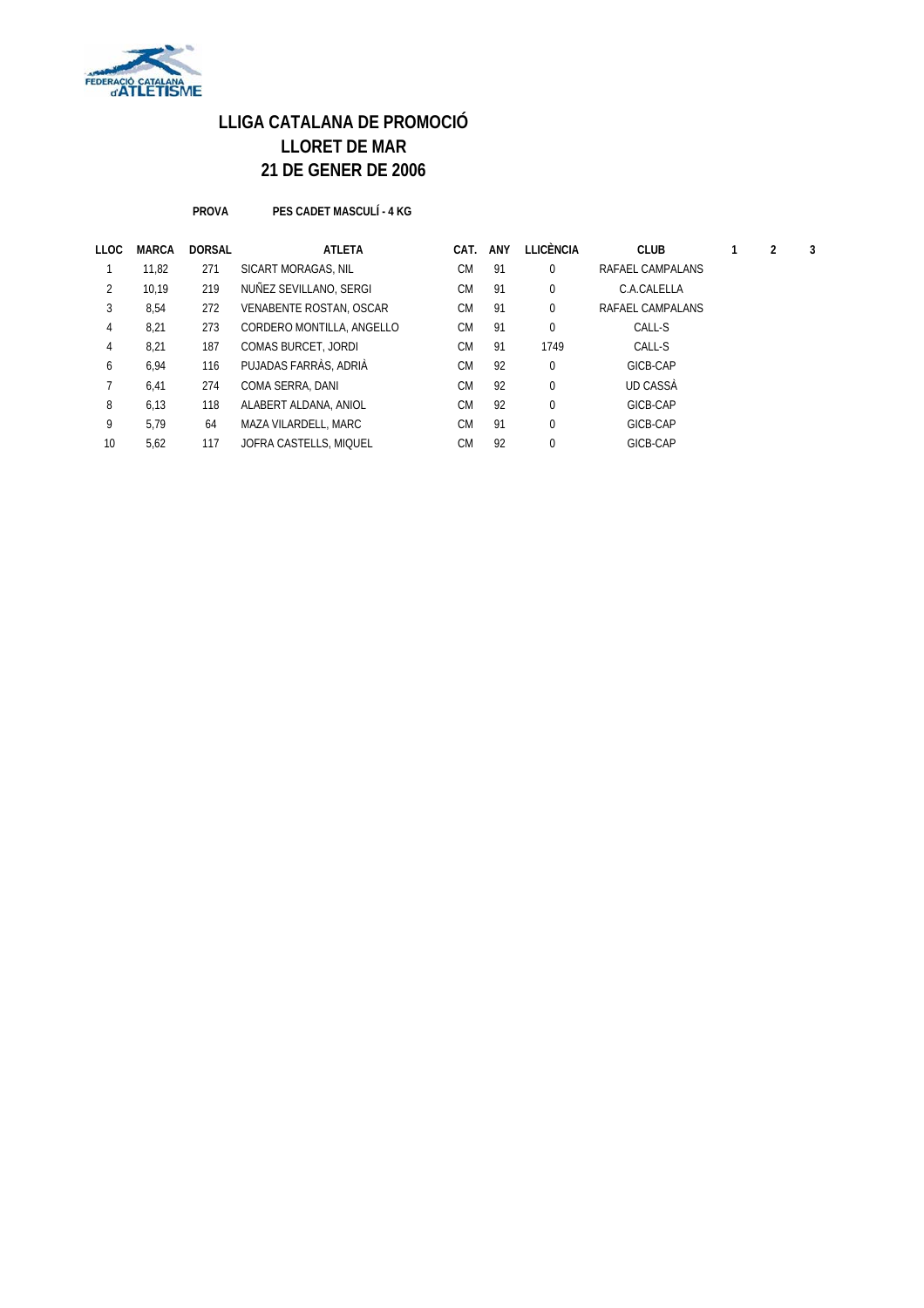# LLIGA CATALANA DE PROMOCIÓ
# LLORET DE MAR
# 21 DE GENER DE 2006

**PROVA** **PES CADET MASCULÍ - 4 KG**

| LLOC | MARCA | DORSAL | ATLETA | CAT. | ANY | LLICÈNCIA | CLUB | 1 | 2 | 3 |
|---|---|---|---|---|---|---|---|---|---|---|
| 1 | 11,82 | 271 | SICART MORAGAS, NIL | CM | 91 | 0 | RAFAEL CAMPALANS | | | |
| 2 | 10,19 | 219 | NUÑEZ SEVILLANO, SERGI | CM | 91 | 0 | C.A.CALELLA | | | |
| 3 | 8,54 | 272 | VENABENTE ROSTAN, OSCAR | CM | 91 | 0 | RAFAEL CAMPALANS | | | |
| 4 | 8,21 | 273 | CORDERO MONTILLA, ANGELLO | CM | 91 | 0 | CALL-S | | | |
| 4 | 8,21 | 187 | COMAS BURCET, JORDI | CM | 91 | 1749 | CALL-S | | | |
| 6 | 6,94 | 116 | PUJADAS FARRÀS, ADRIÀ | CM | 92 | 0 | GICB-CAP | | | |
| 7 | 6,41 | 274 | COMA SERRA, DANI | CM | 92 | 0 | UD CASSÀ | | | |
| 8 | 6,13 | 118 | ALABERT ALDANA, ANIOL | CM | 92 | 0 | GICB-CAP | | | |
| 9 | 5,79 | 64 | MAZA VILARDELL, MARC | CM | 91 | 0 | GICB-CAP | | | |
| 10 | 5,62 | 117 | JOFRA CASTELLS, MIQUEL | CM | 92 | 0 | GICB-CAP | | | |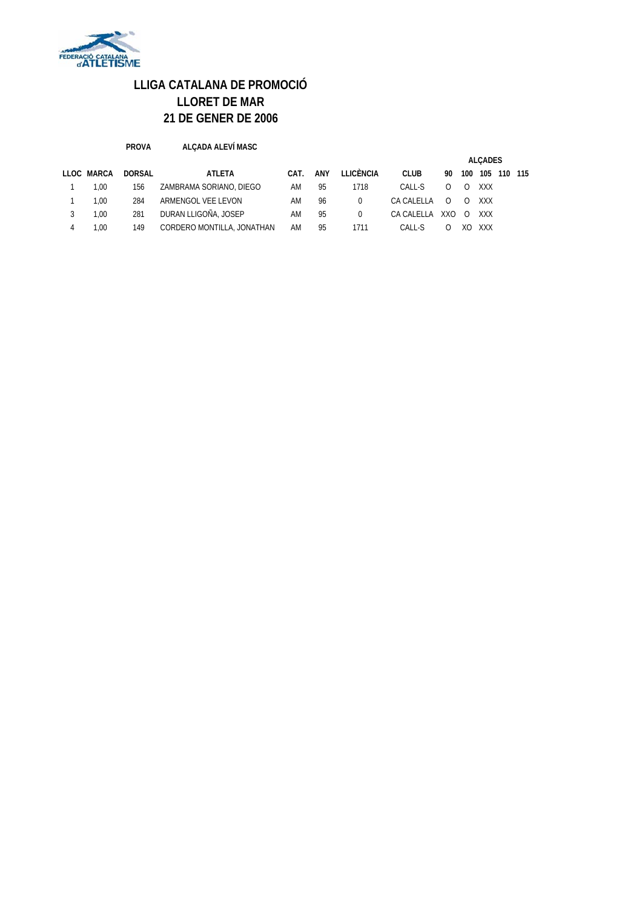FEDERACIÓ CATALANA d'ATLETISME

# LLIGA CATALANA DE PROMOCIÓ
## LLORET DE MAR
## 21 DE GENER DE 2006

**PROVA** **ALÇADA ALEVÍ MASC**

| LLOC | MARCA | DORSAL | ATLETA | CAT. | ANY | LLICÈNCIA | CLUB | ALÇADES 90 | 100 | 105 | 110 | 115 |
|---|---|---|---|---|---|---|---|---|---|---|---|---|
| 1 | 1,00 | 156 | ZAMBRAMA SORIANO, DIEGO | AM | 95 | 1718 | CALL-S | O | O | XXX | | |
| 1 | 1,00 | 284 | ARMENGOL VEE LEVON | AM | 96 | 0 | CA CALELLA | O | O | XXX | | |
| 3 | 1,00 | 281 | DURAN LLIGOÑA, JOSEP | AM | 95 | 0 | CA CALELLA | XXO | O | XXX | | |
| 4 | 1,00 | 149 | CORDERO MONTILLA, JONATHAN | AM | 95 | 1711 | CALL-S | O | XO | XXX | | |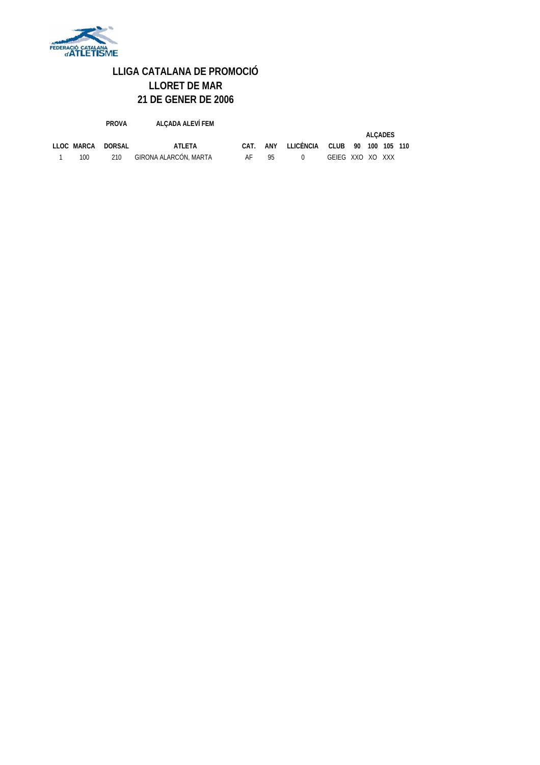# LLIGA CATALANA DE PROMOCIÓ
## LLORET DE MAR
## 21 DE GENER DE 2006

**PROVA** ALÇADA ALEVÍ FEM

| LLOC | MARCA | DORSAL | ATLETA | CAT. | ANY | LLICÈNCIA | CLUB | ALÇADES 90 | 100 | 105 | 110 |
|---|---|---|---|---|---|---|---|---|---|---|---|
| 1 | 100 | 210 | GIRONA ALARCÓN, MARTA | AF | 95 | 0 | GEIEG | XXO | XO | XXX | |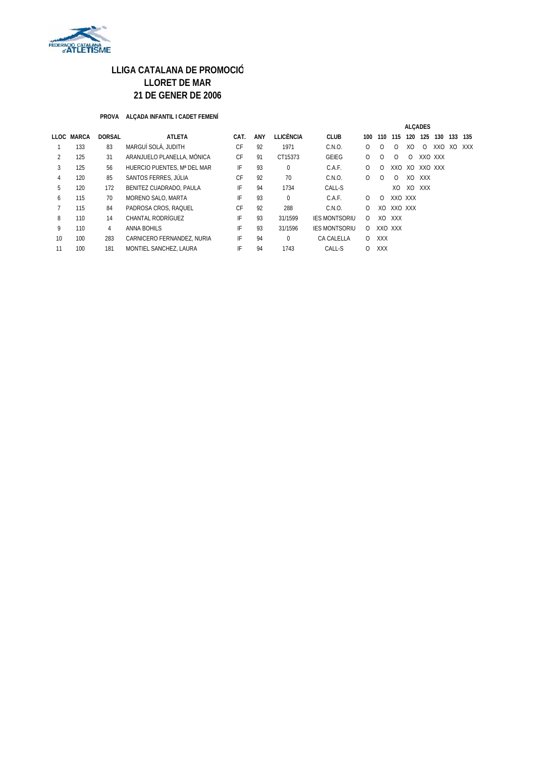## LLIGA CATALANA DE PROMOCIÓ
## LLORET DE MAR
## 21 DE GENER DE 2006

**PROVA** **ALÇADA INFANTIL I CADET FEMENÍ**

| LLOC | MARCA | DORSAL | ATLETA | CAT. | ANY | LLICÈNCIA | CLUB | ALÇADES | | | | | | | |
|---|---|---|---|---|---|---|---|---|---|---|---|---|---|---|---|
| | | | | | | | | 100 | 110 | 115 | 120 | 125 | 130 | 133 | 135 |
| 1 | 133 | 83 | MARGUÍ SOLÁ, JUDITH | CF | 92 | 1971 | C.N.O. | O | O | O | XO | O | XXO | XO | XXX |
| 2 | 125 | 31 | ARANJUELO PLANELLA, MÒNICA | CF | 91 | CT15373 | GEIEG | O | O | O | O | XXO | XXX | | |
| 3 | 125 | 56 | HUERCIO PUENTES, Mª DEL MAR | IF | 93 | 0 | C.A.F. | O | O | XXO | XO | XXO | XXX | | |
| 4 | 120 | 85 | SANTOS FERRES, JÚLIA | CF | 92 | 70 | C.N.O. | O | O | O | XO | XXX | | | |
| 5 | 120 | 172 | BENITEZ CUADRADO, PAULA | IF | 94 | 1734 | CALL-S | | | XO | XO | XXX | | | |
| 6 | 115 | 70 | MORENO SALO, MARTA | IF | 93 | 0 | C.A.F. | O | O | XXO | XXX | | | | |
| 7 | 115 | 84 | PADROSA CROS, RAQUEL | CF | 92 | 288 | C.N.O. | O | XO | XXO | XXX | | | | |
| 8 | 110 | 14 | CHANTAL RODRÍGUEZ | IF | 93 | 31/1599 | IES MONTSORIU | O | XO | XXX | | | | | |
| 9 | 110 | 4 | ANNA BOHILS | IF | 93 | 31/1596 | IES MONTSORIU | O | XXO | XXX | | | | | |
| 10 | 100 | 283 | CARNICERO FERNANDEZ, NURIA | IF | 94 | 0 | CA CALELLA | O | XXX | | | | | | |
| 11 | 100 | 181 | MONTIEL SANCHEZ, LAURA | IF | 94 | 1743 | CALL-S | O | XXX | | | | | | |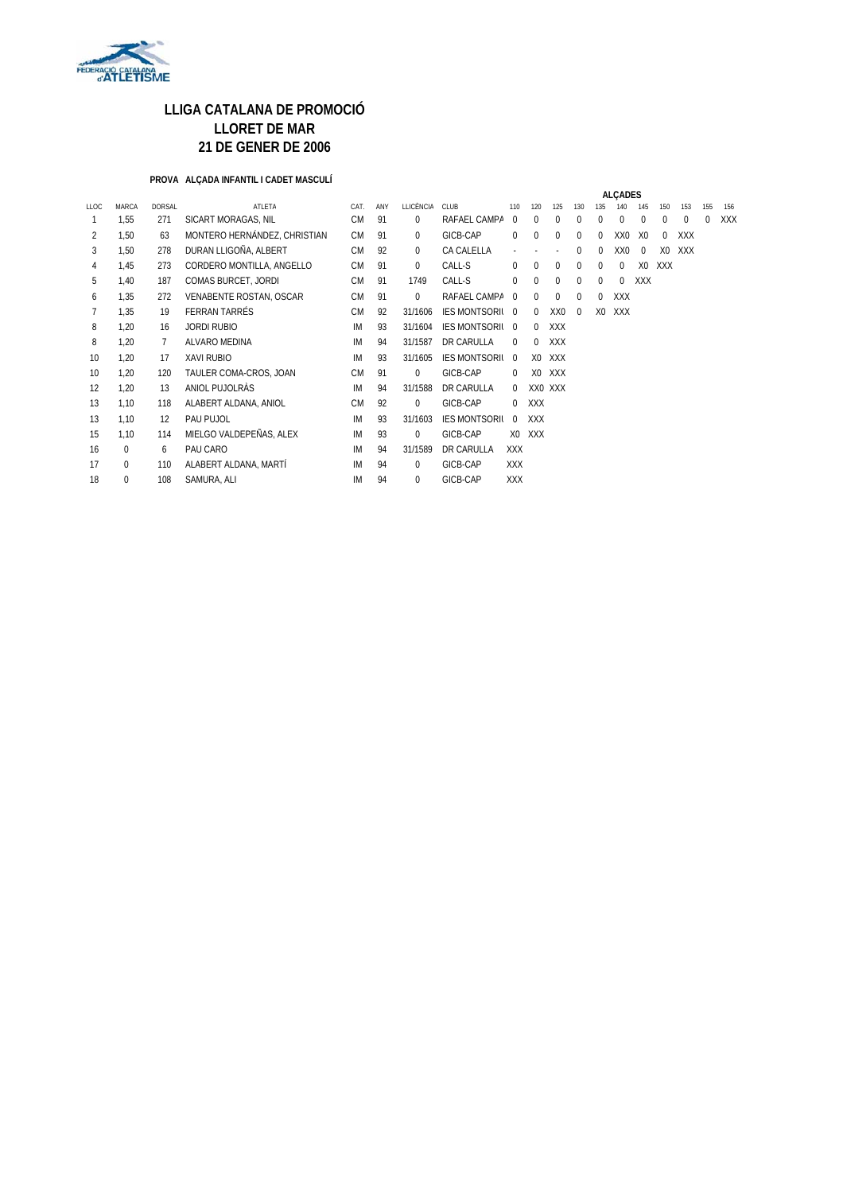# LLIGA CATALANA DE PROMOCIÓ
# LLORET DE MAR
# 21 DE GENER DE 2006

**PROVA ALÇADA INFANTIL I CADET MASCULÍ**

| LLOC | MARCA | DORSAL | ATLETA | CAT. | ANY | LLICÈNCIA | CLUB | ALÇADES | | | | | | | | | | | | |
|---|---|---|---|---|---|---|---|---|---|---|---|---|---|---|---|---|---|---|---|---|
| | | | | | | | | 110 | 120 | 125 | 130 | 135 | 140 | 145 | 150 | 153 | 155 | 156 | | |
| 1 | 1,55 | 271 | SICART MORAGAS, NIL | CM | 91 | 0 | RAFAEL CAMPA | 0 | 0 | 0 | 0 | 0 | 0 | 0 | 0 | 0 | 0 | XXX | | |
| 2 | 1,50 | 63 | MONTERO HERNÁNDEZ, CHRISTIAN | CM | 91 | 0 | GICB-CAP | 0 | 0 | 0 | 0 | 0 | XX0 | X0 | 0 | XXX | | | | |
| 3 | 1,50 | 278 | DURAN LLIGOÑA, ALBERT | CM | 92 | 0 | CA CALELLA | - | - | - | 0 | 0 | XX0 | 0 | X0 | XXX | | | | |
| 4 | 1,45 | 273 | CORDERO MONTILLA, ANGELLO | CM | 91 | 0 | CALL-S | 0 | 0 | 0 | 0 | 0 | 0 | X0 | XXX | | | | | |
| 5 | 1,40 | 187 | COMAS BURCET, JORDI | CM | 91 | 1749 | CALL-S | 0 | 0 | 0 | 0 | 0 | 0 | XXX | | | | | | |
| 6 | 1,35 | 272 | VENABENTE ROSTAN, OSCAR | CM | 91 | 0 | RAFAEL CAMPA | 0 | 0 | 0 | 0 | 0 | XXX | | | | | | | |
| 7 | 1,35 | 19 | FERRAN TARRÉS | CM | 92 | 31/1606 | IES MONTSORI | 0 | 0 | XX0 | 0 | X0 | XXX | | | | | | | |
| 8 | 1,20 | 16 | JORDI RUBIO | IM | 93 | 31/1604 | IES MONTSORI | 0 | 0 | XXX | | | | | | | | | | |
| 8 | 1,20 | 7 | ALVARO MEDINA | IM | 94 | 31/1587 | DR CARULLA | 0 | 0 | XXX | | | | | | | | | | |
| 10 | 1,20 | 17 | XAVI RUBIO | IM | 93 | 31/1605 | IES MONTSORI | 0 | X0 | XXX | | | | | | | | | | |
| 10 | 1,20 | 120 | TAULER COMA-CROS, JOAN | CM | 91 | 0 | GICB-CAP | 0 | X0 | XXX | | | | | | | | | | |
| 12 | 1,20 | 13 | ANIOL PUJOLRÀS | IM | 94 | 31/1588 | DR CARULLA | 0 | XX0 | XXX | | | | | | | | | | |
| 13 | 1,10 | 118 | ALABERT ALDANA, ANIOL | CM | 92 | 0 | GICB-CAP | 0 | XXX | | | | | | | | | | | |
| 13 | 1,10 | 12 | PAU PUJOL | IM | 93 | 31/1603 | IES MONTSORI | 0 | XXX | | | | | | | | | | | |
| 15 | 1,10 | 114 | MIELGO VALDEPEÑAS, ALEX | IM | 93 | 0 | GICB-CAP | X0 | XXX | | | | | | | | | | | |
| 16 | 0 | 6 | PAU CARO | IM | 94 | 31/1589 | DR CARULLA | XXX | | | | | | | | | | | | |
| 17 | 0 | 110 | ALABERT ALDANA, MARTÍ | IM | 94 | 0 | GICB-CAP | XXX | | | | | | | | | | | | |
| 18 | 0 | 108 | SAMURA, ALI | IM | 94 | 0 | GICB-CAP | XXX | | | | | | | | | | | | |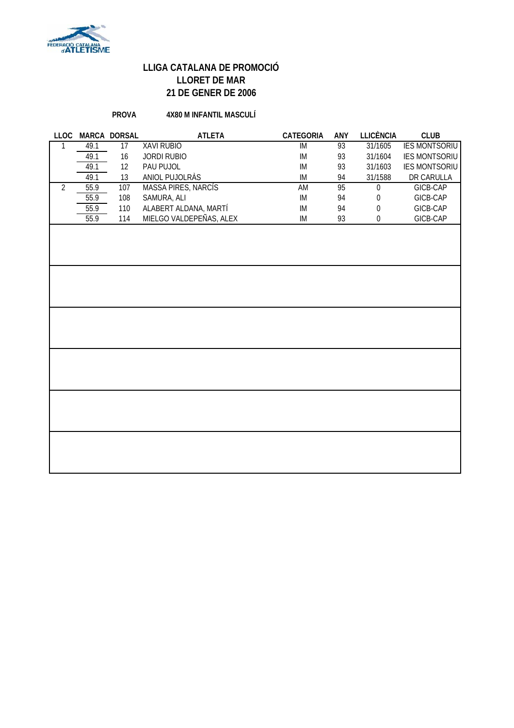# LLIGA CATALANA DE PROMOCIÓ
## LLORET DE MAR
## 21 DE GENER DE 2006

**PROVA** **4X80 M INFANTIL MASCULÍ**

| LLOC | MARCA | DORSAL | ATLETA | CATEGORIA | ANY | LLICÈNCIA | CLUB |
|---|---|---|---|---|---|---|---|
| 1 | 49.1 | 17 | XAVI RUBIO | IM | 93 | 31/1605 | IES MONTSORIU |
| | 49.1 | 16 | JORDI RUBIO | IM | 93 | 31/1604 | IES MONTSORIU |
| | 49.1 | 12 | PAU PUJOL | IM | 93 | 31/1603 | IES MONTSORIU |
| | 49.1 | 13 | ANIOL PUJOLRÀS | IM | 94 | 31/1588 | DR CARULLA |
| 2 | 55.9 | 107 | MASSA PIRES, NARCÍS | AM | 95 | 0 | GICB-CAP |
| | 55.9 | 108 | SAMURA, ALI | IM | 94 | 0 | GICB-CAP |
| | 55.9 | 110 | ALABERT ALDANA, MARTÍ | IM | 94 | 0 | GICB-CAP |
| | 55.9 | 114 | MIELGO VALDEPEÑAS, ALEX | IM | 93 | 0 | GICB-CAP |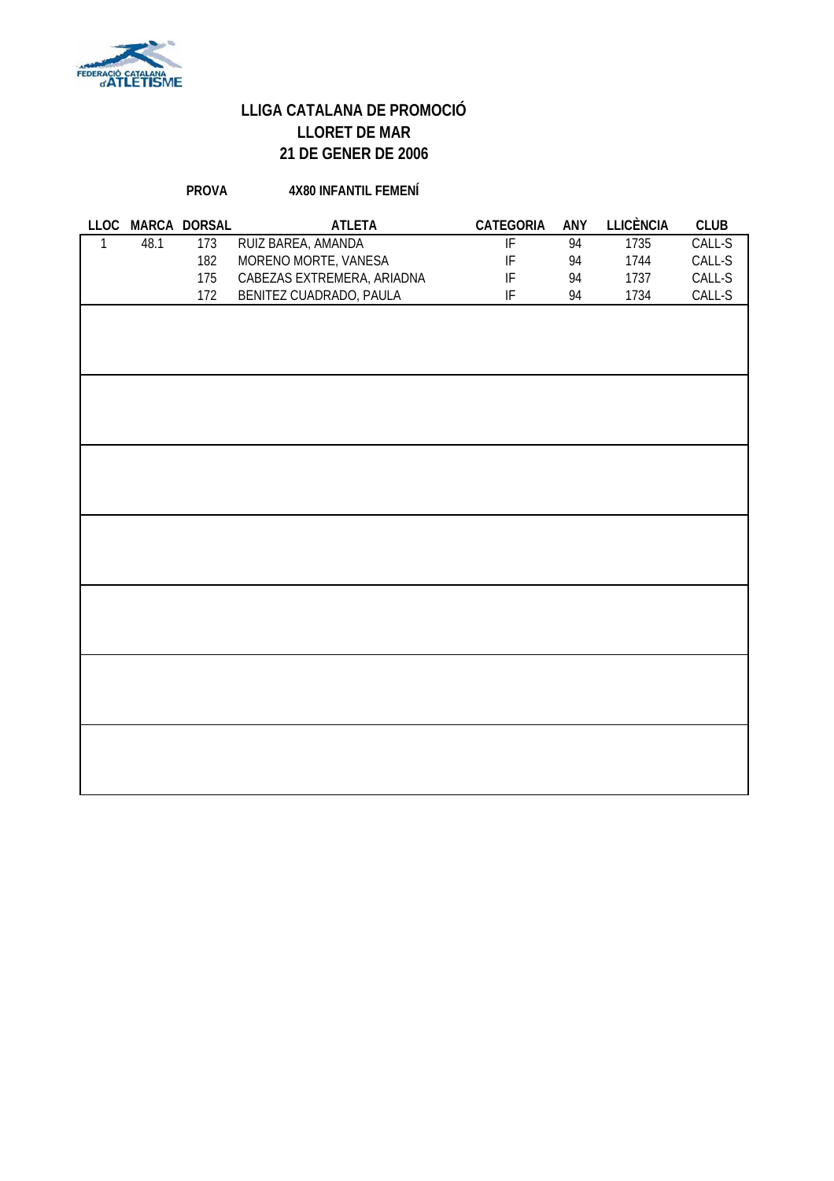# LLIGA CATALANA DE PROMOCIÓ
## LLORET DE MAR
## 21 DE GENER DE 2006

**PROVA** **4X80 INFANTIL FEMENÍ**

| LLOC | MARCA | DORSAL | ATLETA | CATEGORIA | ANY | LLICÈNCIA | CLUB |
|---|---|---|---|---|---|---|---|
| 1 | 48.1 | 173 | RUIZ BAREA, AMANDA | IF | 94 | 1735 | CALL-S |
| | | 182 | MORENO MORTE, VANESA | IF | 94 | 1744 | CALL-S |
| | | 175 | CABEZAS EXTREMERA, ARIADNA | IF | 94 | 1737 | CALL-S |
| | | 172 | BENITEZ CUADRADO, PAULA | IF | 94 | 1734 | CALL-S |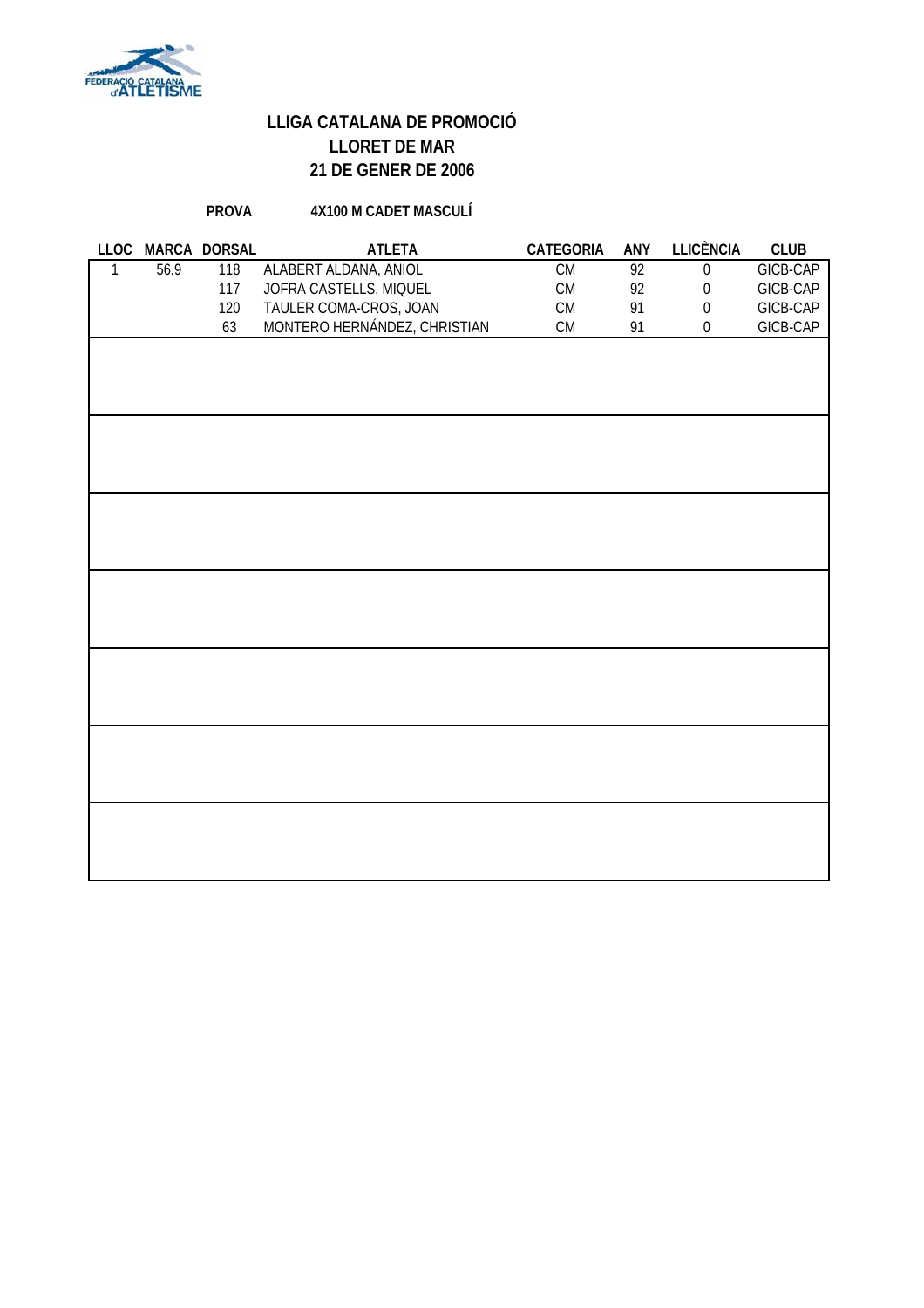# LLIGA CATALANA DE PROMOCIÓ
## LLORET DE MAR
## 21 DE GENER DE 2006

**PROVA** **4X100 M CADET MASCULÍ**

| LLOC | MARCA | DORSAL | ATLETA | CATEGORIA | ANY | LLICÈNCIA | CLUB |
|---|---|---|---|---|---|---|---|
| 1 | 56.9 | 118 | ALABERT ALDANA, ANIOL | CM | 92 | 0 | GICB-CAP |
| | | 117 | JOFRA CASTELLS, MIQUEL | CM | 92 | 0 | GICB-CAP |
| | | 120 | TAULER COMA-CROS, JOAN | CM | 91 | 0 | GICB-CAP |
| | | 63 | MONTERO HERNÁNDEZ, CHRISTIAN | CM | 91 | 0 | GICB-CAP |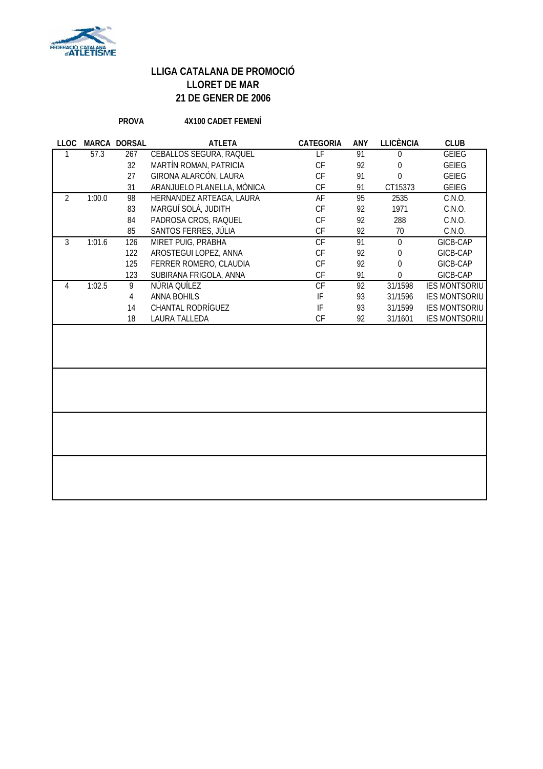# LLIGA CATALANA DE PROMOCIÓ
## LLORET DE MAR
## 21 DE GENER DE 2006

**PROVA** 4X100 CADET FEMENÍ

| LLOC | MARCA | DORSAL | ATLETA | CATEGORIA | ANY | LLICÈNCIA | CLUB |
|---|---|---|---|---|---|---|---|
| 1 | 57.3 | 267 | CEBALLOS SEGURA, RAQUEL | LF | 91 | 0 | GEIEG |
| | | 32 | MARTÍN ROMAN, PATRICIA | CF | 92 | 0 | GEIEG |
| | | 27 | GIRONA ALARCÓN, LAURA | CF | 91 | 0 | GEIEG |
| | | 31 | ARANJUELO PLANELLA, MÒNICA | CF | 91 | CT15373 | GEIEG |
| 2 | 1:00.0 | 98 | HERNANDEZ ARTEAGA, LAURA | AF | 95 | 2535 | C.N.O. |
| | | 83 | MARGUÍ SOLÀ, JUDITH | CF | 92 | 1971 | C.N.O. |
| | | 84 | PADROSA CROS, RAQUEL | CF | 92 | 288 | C.N.O. |
| | | 85 | SANTOS FERRES, JÚLIA | CF | 92 | 70 | C.N.O. |
| 3 | 1:01.6 | 126 | MIRET PUIG, PRABHA | CF | 91 | 0 | GICB-CAP |
| | | 122 | AROSTEGUI LOPEZ, ANNA | CF | 92 | 0 | GICB-CAP |
| | | 125 | FERRER ROMERO, CLAUDIA | CF | 92 | 0 | GICB-CAP |
| | | 123 | SUBIRANA FRIGOLA, ANNA | CF | 91 | 0 | GICB-CAP |
| 4 | 1:02.5 | 9 | NÚRIA QUÍLEZ | CF | 92 | 31/1598 | IES MONTSORIU |
| | | 4 | ANNA BOHILS | IF | 93 | 31/1596 | IES MONTSORIU |
| | | 14 | CHANTAL RODRÍGUEZ | IF | 93 | 31/1599 | IES MONTSORIU |
| | | 18 | LAURA TALLEDA | CF | 92 | 31/1601 | IES MONTSORIU |